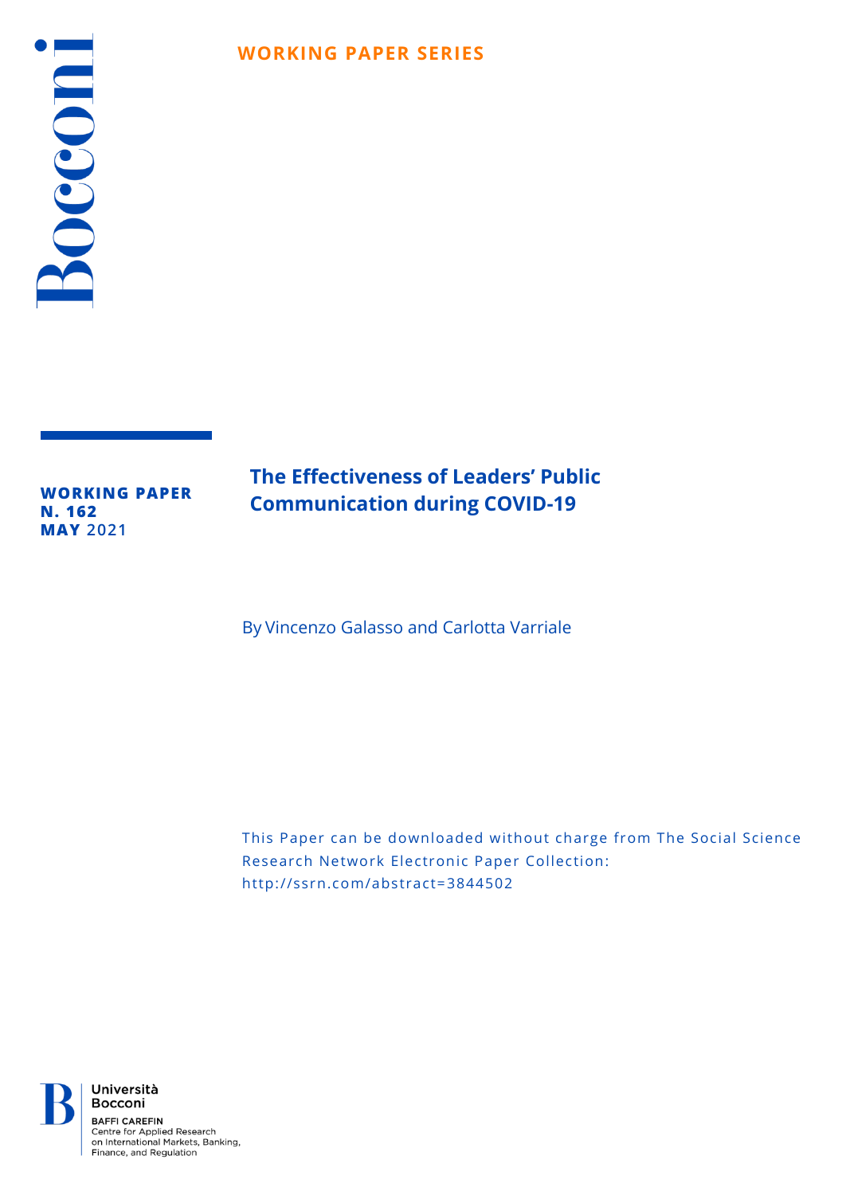**WORKING PAPER SERIES**

**WORKING PAPER**
**N. 162**
**MAY** 2021

# The Effectiveness of Leaders' Public Communication during COVID-19

By Vincenzo Galasso and Carlotta Varriale

This Paper can be downloaded without charge from The Social Science Research Network Electronic Paper Collection:
http://ssrn.com/abstract=3844502

Università Bocconi
BAFFI CAREFIN
Centre for Applied Research on International Markets, Banking, Finance, and Regulation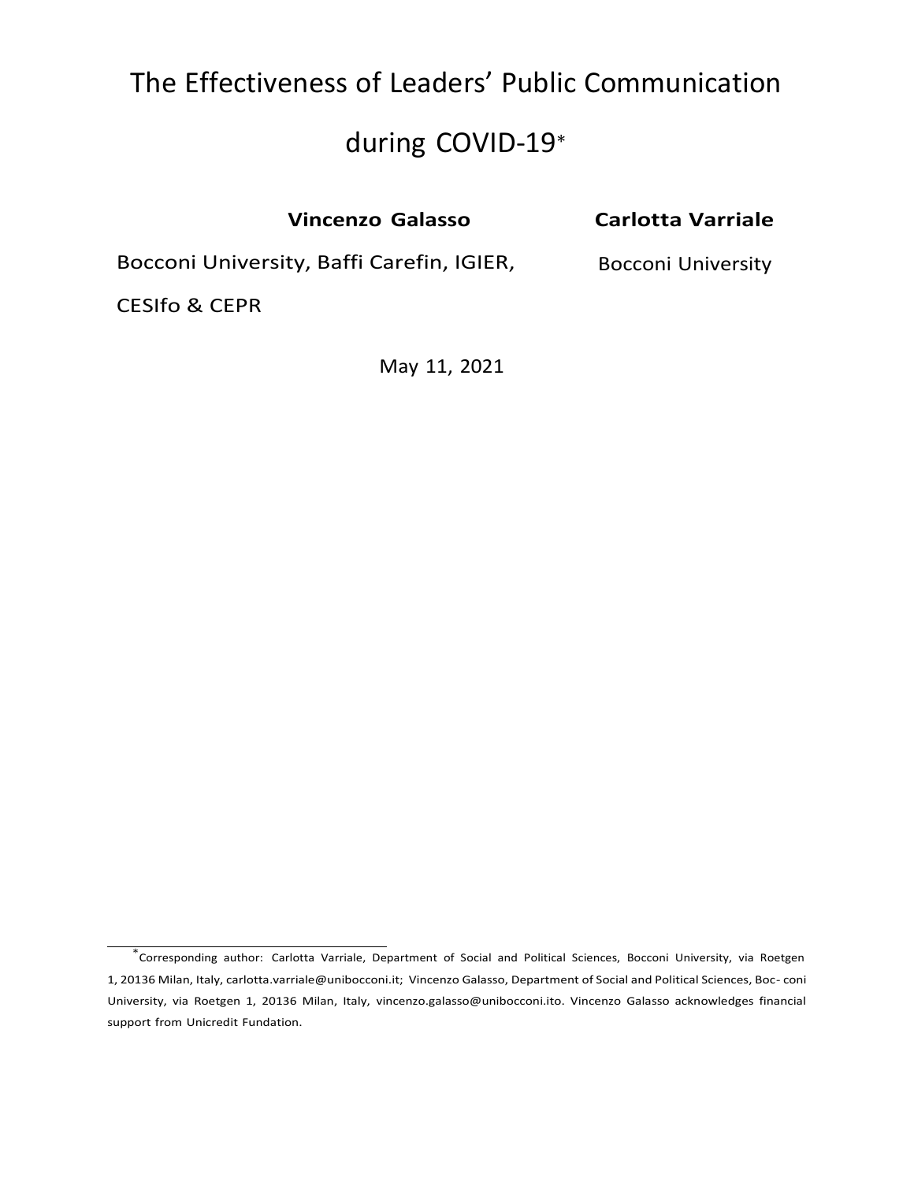# The Effectiveness of Leaders' Public Communication during COVID-19*

**Vincenzo Galasso**

Bocconi University, Baffi Carefin, IGIER, CESIfo & CEPR

**Carlotta Varriale**

Bocconi University

May 11, 2021

*Corresponding author: Carlotta Varriale, Department of Social and Political Sciences, Bocconi University, via Roetgen 1, 20136 Milan, Italy, carlotta.varriale@unibocconi.it; Vincenzo Galasso, Department of Social and Political Sciences, Boc- coni University, via Roetgen 1, 20136 Milan, Italy, vincenzo.galasso@unibocconi.ito. Vincenzo Galasso acknowledges financial support from Unicredit Fundation.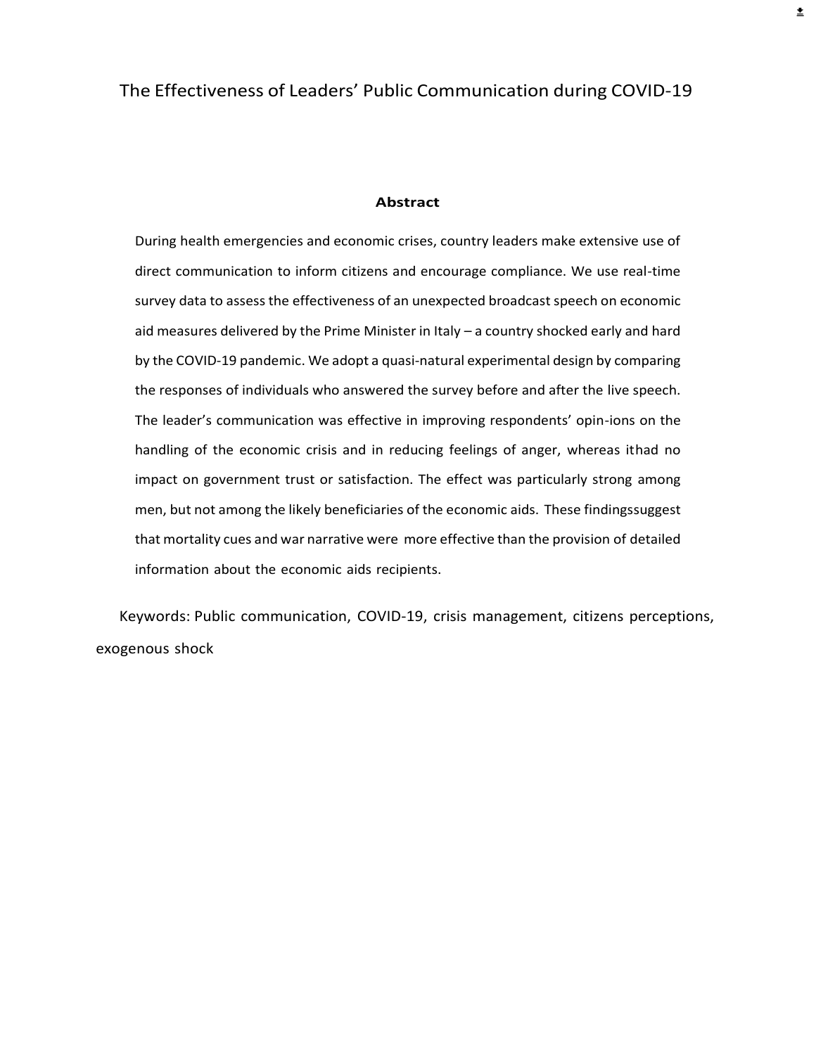# The Effectiveness of Leaders' Public Communication during COVID-19

## Abstract

During health emergencies and economic crises, country leaders make extensive use of direct communication to inform citizens and encourage compliance. We use real-time survey data to assess the effectiveness of an unexpected broadcast speech on economic aid measures delivered by the Prime Minister in Italy – a country shocked early and hard by the COVID-19 pandemic. We adopt a quasi-natural experimental design by comparing the responses of individuals who answered the survey before and after the live speech. The leader's communication was effective in improving respondents' opin-ions on the handling of the economic crisis and in reducing feelings of anger, whereas ithad no impact on government trust or satisfaction. The effect was particularly strong among men, but not among the likely beneficiaries of the economic aids. These findingssuggest that mortality cues and war narrative were more effective than the provision of detailed information about the economic aids recipients.

Keywords: Public communication, COVID-19, crisis management, citizens perceptions, exogenous shock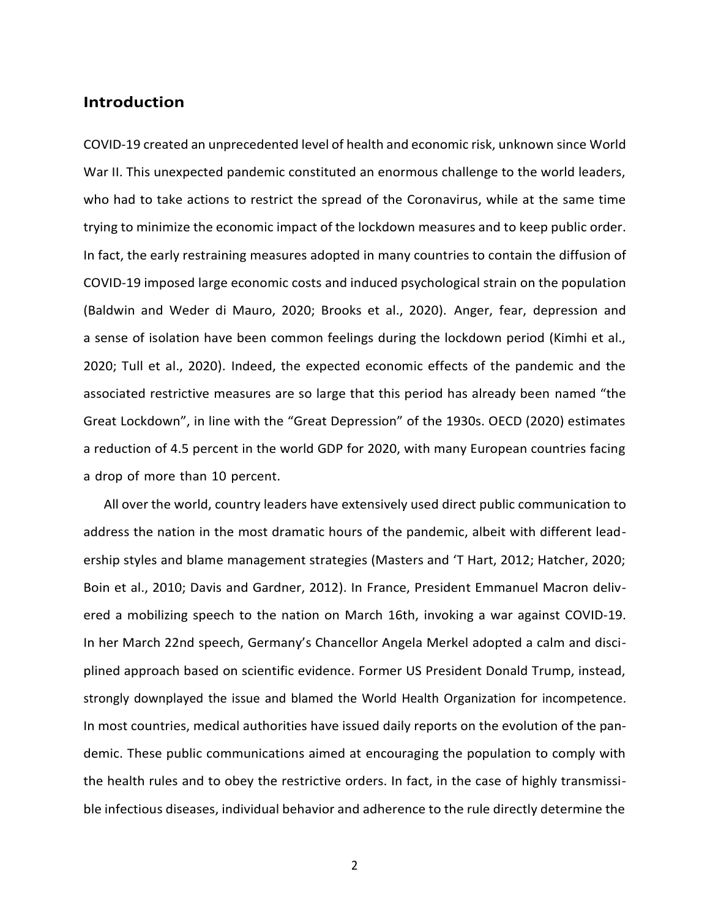## Introduction

COVID-19 created an unprecedented level of health and economic risk, unknown since World War II. This unexpected pandemic constituted an enormous challenge to the world leaders, who had to take actions to restrict the spread of the Coronavirus, while at the same time trying to minimize the economic impact of the lockdown measures and to keep public order. In fact, the early restraining measures adopted in many countries to contain the diffusion of COVID-19 imposed large economic costs and induced psychological strain on the population (Baldwin and Weder di Mauro, 2020; Brooks et al., 2020). Anger, fear, depression and a sense of isolation have been common feelings during the lockdown period (Kimhi et al., 2020; Tull et al., 2020). Indeed, the expected economic effects of the pandemic and the associated restrictive measures are so large that this period has already been named "the Great Lockdown", in line with the "Great Depression" of the 1930s. OECD (2020) estimates a reduction of 4.5 percent in the world GDP for 2020, with many European countries facing a drop of more than 10 percent.

All over the world, country leaders have extensively used direct public communication to address the nation in the most dramatic hours of the pandemic, albeit with different leadership styles and blame management strategies (Masters and 'T Hart, 2012; Hatcher, 2020; Boin et al., 2010; Davis and Gardner, 2012). In France, President Emmanuel Macron delivered a mobilizing speech to the nation on March 16th, invoking a war against COVID-19. In her March 22nd speech, Germany's Chancellor Angela Merkel adopted a calm and disciplined approach based on scientific evidence. Former US President Donald Trump, instead, strongly downplayed the issue and blamed the World Health Organization for incompetence. In most countries, medical authorities have issued daily reports on the evolution of the pandemic. These public communications aimed at encouraging the population to comply with the health rules and to obey the restrictive orders. In fact, in the case of highly transmissible infectious diseases, individual behavior and adherence to the rule directly determine the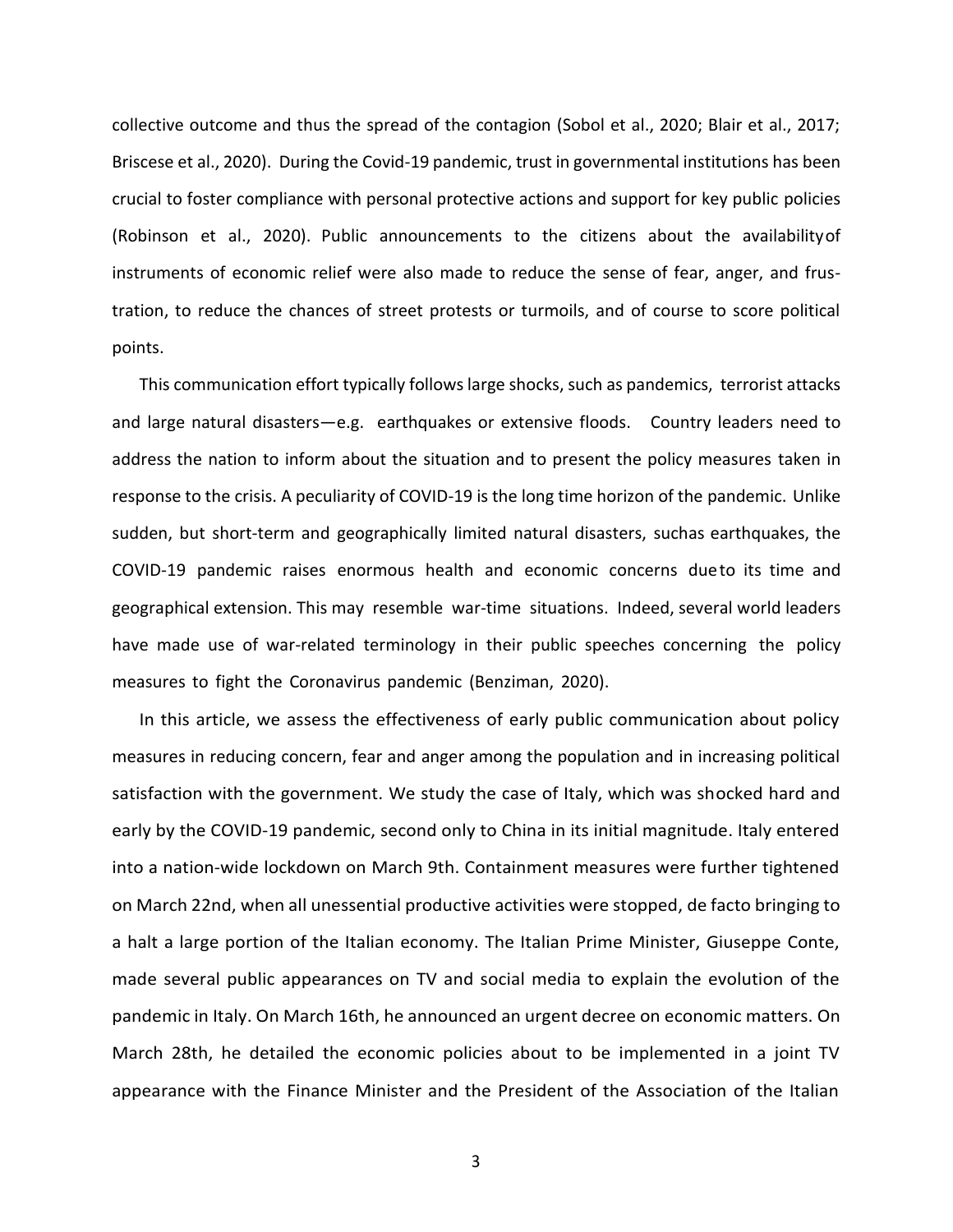collective outcome and thus the spread of the contagion (Sobol et al., 2020; Blair et al., 2017; Briscese et al., 2020). During the Covid-19 pandemic, trust in governmental institutions has been crucial to foster compliance with personal protective actions and support for key public policies (Robinson et al., 2020). Public announcements to the citizens about the availability of instruments of economic relief were also made to reduce the sense of fear, anger, and frustration, to reduce the chances of street protests or turmoils, and of course to score political points.

This communication effort typically follows large shocks, such as pandemics, terrorist attacks and large natural disasters—e.g. earthquakes or extensive floods. Country leaders need to address the nation to inform about the situation and to present the policy measures taken in response to the crisis. A peculiarity of COVID-19 is the long time horizon of the pandemic. Unlike sudden, but short-term and geographically limited natural disasters, such as earthquakes, the COVID-19 pandemic raises enormous health and economic concerns due to its time and geographical extension. This may resemble war-time situations. Indeed, several world leaders have made use of war-related terminology in their public speeches concerning the policy measures to fight the Coronavirus pandemic (Benziman, 2020).

In this article, we assess the effectiveness of early public communication about policy measures in reducing concern, fear and anger among the population and in increasing political satisfaction with the government. We study the case of Italy, which was shocked hard and early by the COVID-19 pandemic, second only to China in its initial magnitude. Italy entered into a nation-wide lockdown on March 9th. Containment measures were further tightened on March 22nd, when all unessential productive activities were stopped, de facto bringing to a halt a large portion of the Italian economy. The Italian Prime Minister, Giuseppe Conte, made several public appearances on TV and social media to explain the evolution of the pandemic in Italy. On March 16th, he announced an urgent decree on economic matters. On March 28th, he detailed the economic policies about to be implemented in a joint TV appearance with the Finance Minister and the President of the Association of the Italian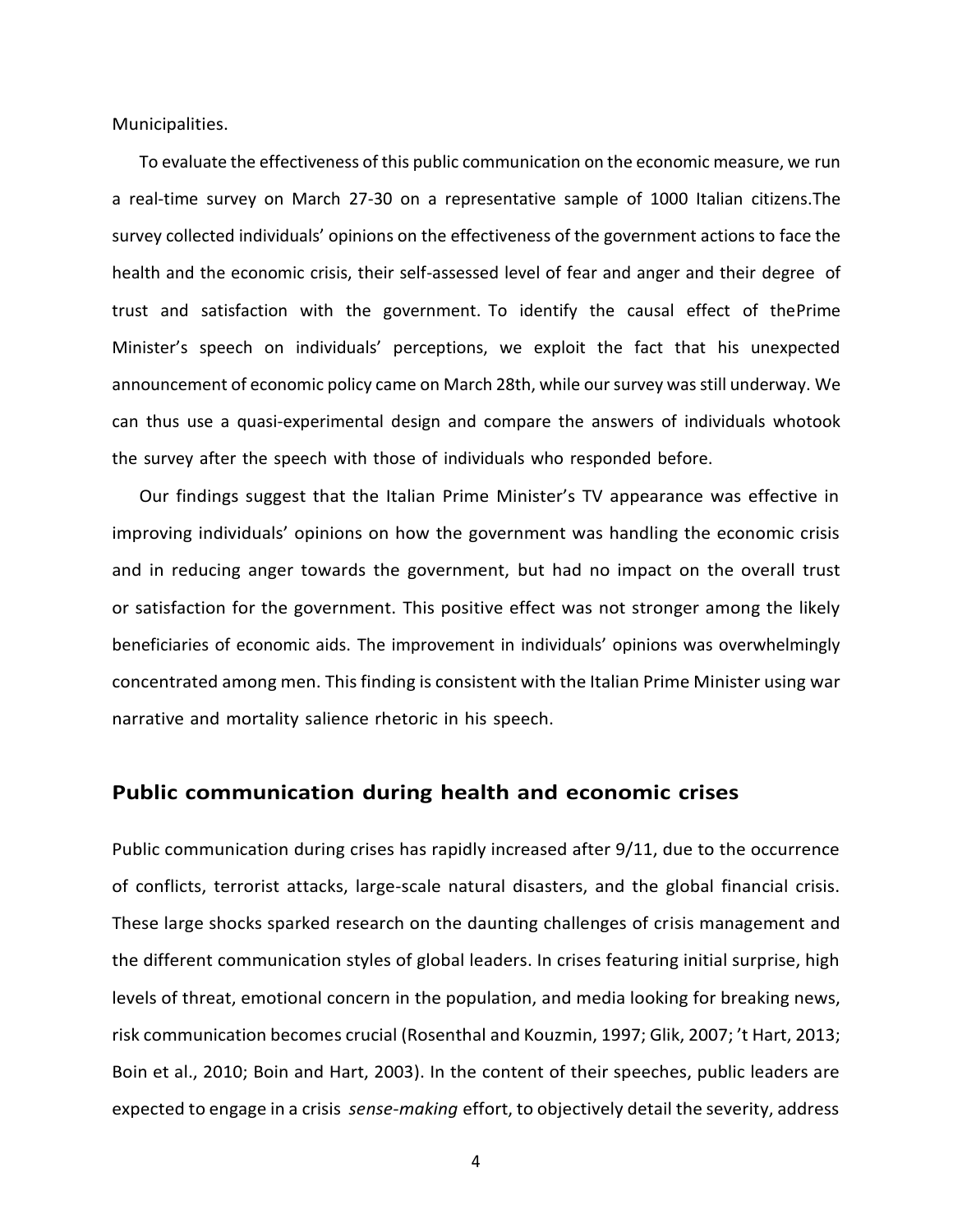Municipalities.

To evaluate the effectiveness of this public communication on the economic measure, we run a real-time survey on March 27-30 on a representative sample of 1000 Italian citizens.The survey collected individuals' opinions on the effectiveness of the government actions to face the health and the economic crisis, their self-assessed level of fear and anger and their degree of trust and satisfaction with the government. To identify the causal effect of thePrime Minister's speech on individuals' perceptions, we exploit the fact that his unexpected announcement of economic policy came on March 28th, while our survey was still underway. We can thus use a quasi-experimental design and compare the answers of individuals whotook the survey after the speech with those of individuals who responded before.

Our findings suggest that the Italian Prime Minister's TV appearance was effective in improving individuals' opinions on how the government was handling the economic crisis and in reducing anger towards the government, but had no impact on the overall trust or satisfaction for the government. This positive effect was not stronger among the likely beneficiaries of economic aids. The improvement in individuals' opinions was overwhelmingly concentrated among men. This finding is consistent with the Italian Prime Minister using war narrative and mortality salience rhetoric in his speech.

## Public communication during health and economic crises

Public communication during crises has rapidly increased after 9/11, due to the occurrence of conflicts, terrorist attacks, large-scale natural disasters, and the global financial crisis. These large shocks sparked research on the daunting challenges of crisis management and the different communication styles of global leaders. In crises featuring initial surprise, high levels of threat, emotional concern in the population, and media looking for breaking news, risk communication becomes crucial (Rosenthal and Kouzmin, 1997; Glik, 2007; 't Hart, 2013; Boin et al., 2010; Boin and Hart, 2003). In the content of their speeches, public leaders are expected to engage in a crisis *sense-making* effort, to objectively detail the severity, address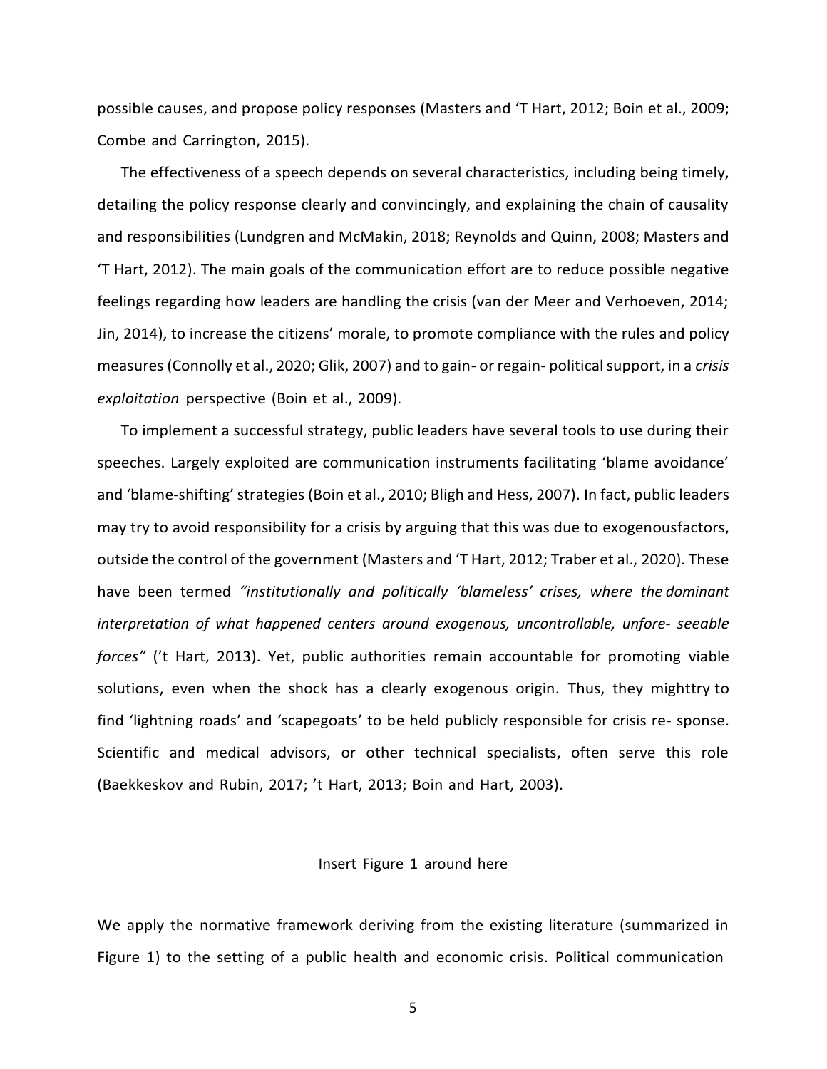possible causes, and propose policy responses (Masters and 'T Hart, 2012; Boin et al., 2009; Combe and Carrington, 2015).

The effectiveness of a speech depends on several characteristics, including being timely, detailing the policy response clearly and convincingly, and explaining the chain of causality and responsibilities (Lundgren and McMakin, 2018; Reynolds and Quinn, 2008; Masters and 'T Hart, 2012). The main goals of the communication effort are to reduce possible negative feelings regarding how leaders are handling the crisis (van der Meer and Verhoeven, 2014; Jin, 2014), to increase the citizens' morale, to promote compliance with the rules and policy measures (Connolly et al., 2020; Glik, 2007) and to gain- or regain- political support, in a *crisis exploitation* perspective (Boin et al., 2009).

To implement a successful strategy, public leaders have several tools to use during their speeches. Largely exploited are communication instruments facilitating 'blame avoidance' and 'blame-shifting' strategies (Boin et al., 2010; Bligh and Hess, 2007). In fact, public leaders may try to avoid responsibility for a crisis by arguing that this was due to exogenousfactors, outside the control of the government (Masters and 'T Hart, 2012; Traber et al., 2020). These have been termed *"institutionally and politically 'blameless' crises, where the dominant interpretation of what happened centers around exogenous, uncontrollable, unfore- seeable forces"* ('t Hart, 2013). Yet, public authorities remain accountable for promoting viable solutions, even when the shock has a clearly exogenous origin. Thus, they mighttry to find 'lightning roads' and 'scapegoats' to be held publicly responsible for crisis re- sponse. Scientific and medical advisors, or other technical specialists, often serve this role (Baekkeskov and Rubin, 2017; 't Hart, 2013; Boin and Hart, 2003).

Insert Figure 1 around here

We apply the normative framework deriving from the existing literature (summarized in Figure 1) to the setting of a public health and economic crisis. Political communication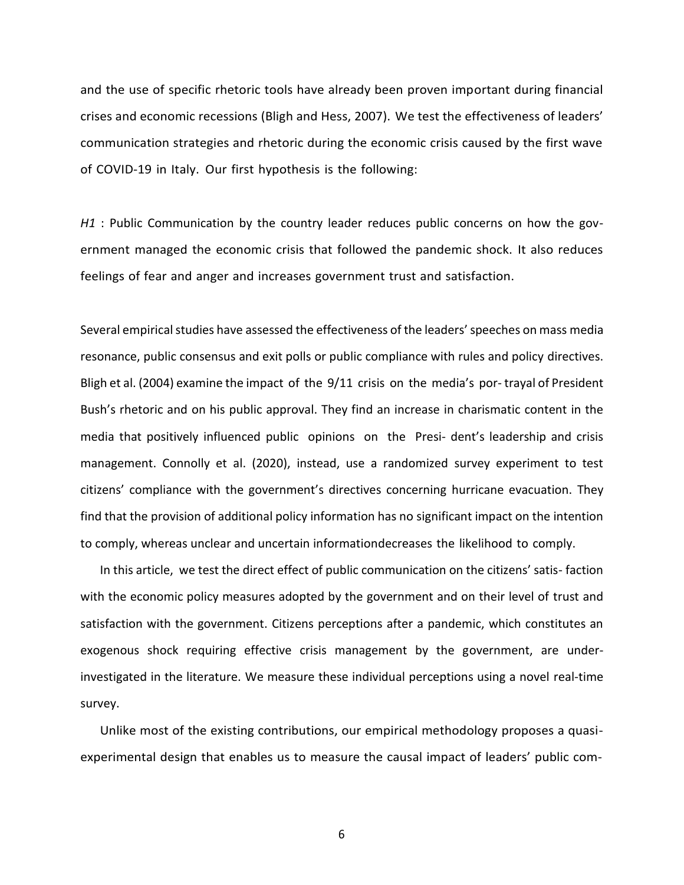and the use of specific rhetoric tools have already been proven important during financial crises and economic recessions (Bligh and Hess, 2007). We test the effectiveness of leaders' communication strategies and rhetoric during the economic crisis caused by the first wave of COVID-19 in Italy. Our first hypothesis is the following:

*H1* : Public Communication by the country leader reduces public concerns on how the government managed the economic crisis that followed the pandemic shock. It also reduces feelings of fear and anger and increases government trust and satisfaction.

Several empirical studies have assessed the effectiveness of the leaders' speeches on mass media resonance, public consensus and exit polls or public compliance with rules and policy directives. Bligh et al. (2004) examine the impact of the 9/11 crisis on the media's por- trayal of President Bush's rhetoric and on his public approval. They find an increase in charismatic content in the media that positively influenced public opinions on the Presi- dent's leadership and crisis management. Connolly et al. (2020), instead, use a randomized survey experiment to test citizens' compliance with the government's directives concerning hurricane evacuation. They find that the provision of additional policy information has no significant impact on the intention to comply, whereas unclear and uncertain informationdecreases the likelihood to comply.

In this article, we test the direct effect of public communication on the citizens' satis- faction with the economic policy measures adopted by the government and on their level of trust and satisfaction with the government. Citizens perceptions after a pandemic, which constitutes an exogenous shock requiring effective crisis management by the government, are under-investigated in the literature. We measure these individual perceptions using a novel real-time survey.

Unlike most of the existing contributions, our empirical methodology proposes a quasi-experimental design that enables us to measure the causal impact of leaders' public com-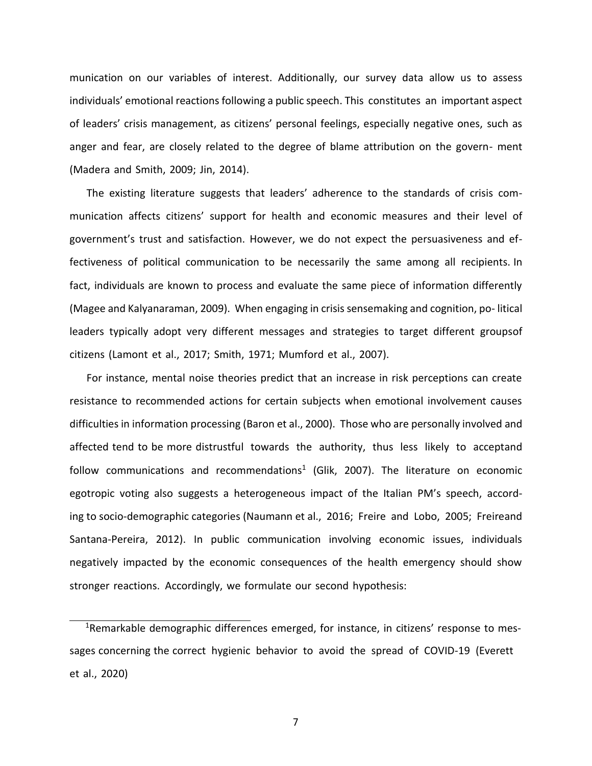munication on our variables of interest. Additionally, our survey data allow us to assess individuals' emotional reactions following a public speech. This constitutes an important aspect of leaders' crisis management, as citizens' personal feelings, especially negative ones, such as anger and fear, are closely related to the degree of blame attribution on the government (Madera and Smith, 2009; Jin, 2014).

The existing literature suggests that leaders' adherence to the standards of crisis communication affects citizens' support for health and economic measures and their level of government's trust and satisfaction. However, we do not expect the persuasiveness and effectiveness of political communication to be necessarily the same among all recipients. In fact, individuals are known to process and evaluate the same piece of information differently (Magee and Kalyanaraman, 2009). When engaging in crisis sensemaking and cognition, political leaders typically adopt very different messages and strategies to target different groupsof citizens (Lamont et al., 2017; Smith, 1971; Mumford et al., 2007).

For instance, mental noise theories predict that an increase in risk perceptions can create resistance to recommended actions for certain subjects when emotional involvement causes difficulties in information processing (Baron et al., 2000). Those who are personally involved and affected tend to be more distrustful towards the authority, thus less likely to acceptand follow communications and recommendations[1] (Glik, 2007). The literature on economic egotropic voting also suggests a heterogeneous impact of the Italian PM's speech, according to socio-demographic categories (Naumann et al., 2016; Freire and Lobo, 2005; Freireand Santana-Pereira, 2012). In public communication involving economic issues, individuals negatively impacted by the economic consequences of the health emergency should show stronger reactions. Accordingly, we formulate our second hypothesis:

[1]Remarkable demographic differences emerged, for instance, in citizens' response to messages concerning the correct hygienic behavior to avoid the spread of COVID-19 (Everett et al., 2020)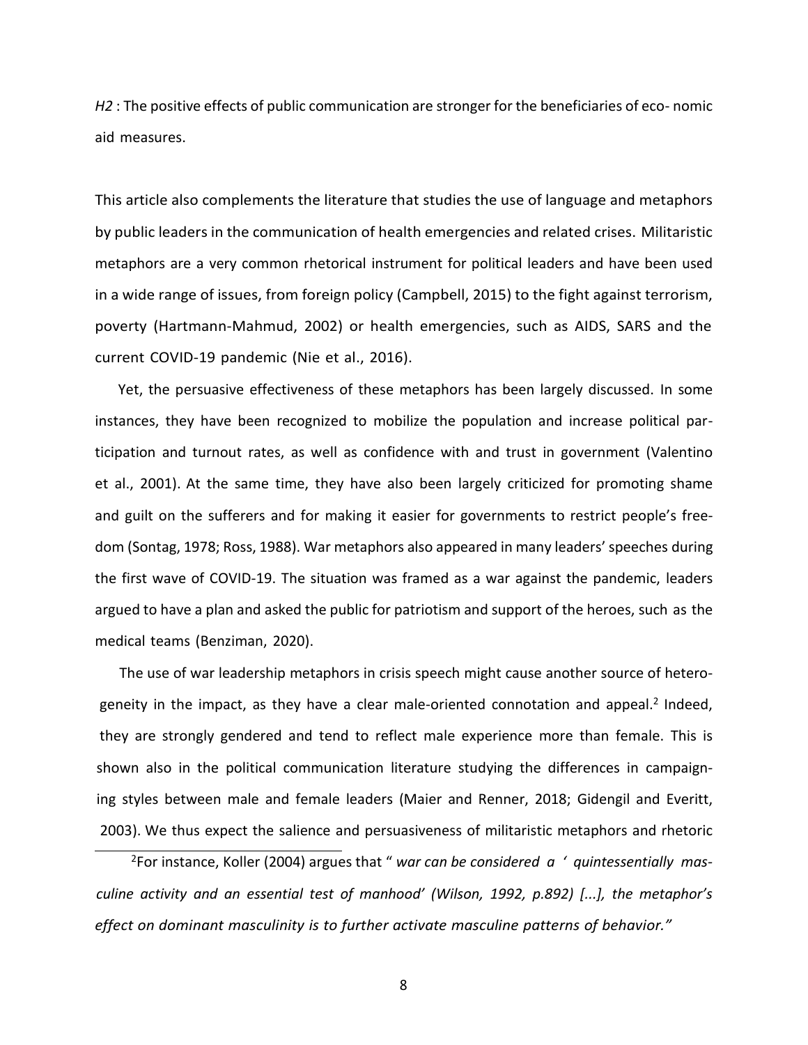*H2* : The positive effects of public communication are stronger for the beneficiaries of eco- nomic aid measures.

This article also complements the literature that studies the use of language and metaphors by public leaders in the communication of health emergencies and related crises. Militaristic metaphors are a very common rhetorical instrument for political leaders and have been used in a wide range of issues, from foreign policy (Campbell, 2015) to the fight against terrorism, poverty (Hartmann-Mahmud, 2002) or health emergencies, such as AIDS, SARS and the current COVID-19 pandemic (Nie et al., 2016).

Yet, the persuasive effectiveness of these metaphors has been largely discussed. In some instances, they have been recognized to mobilize the population and increase political participation and turnout rates, as well as confidence with and trust in government (Valentino et al., 2001). At the same time, they have also been largely criticized for promoting shame and guilt on the sufferers and for making it easier for governments to restrict people's freedom (Sontag, 1978; Ross, 1988). War metaphors also appeared in many leaders' speeches during the first wave of COVID-19. The situation was framed as a war against the pandemic, leaders argued to have a plan and asked the public for patriotism and support of the heroes, such as the medical teams (Benziman, 2020).

The use of war leadership metaphors in crisis speech might cause another source of heterogeneity in the impact, as they have a clear male-oriented connotation and appeal.[2] Indeed, they are strongly gendered and tend to reflect male experience more than female. This is shown also in the political communication literature studying the differences in campaigning styles between male and female leaders (Maier and Renner, 2018; Gidengil and Everitt, 2003). We thus expect the salience and persuasiveness of militaristic metaphors and rhetoric

[2]For instance, Koller (2004) argues that " *war can be considered a ' quintessentially masculine activity and an essential test of manhood' (Wilson, 1992, p.892) [...], the metaphor's effect on dominant masculinity is to further activate masculine patterns of behavior."*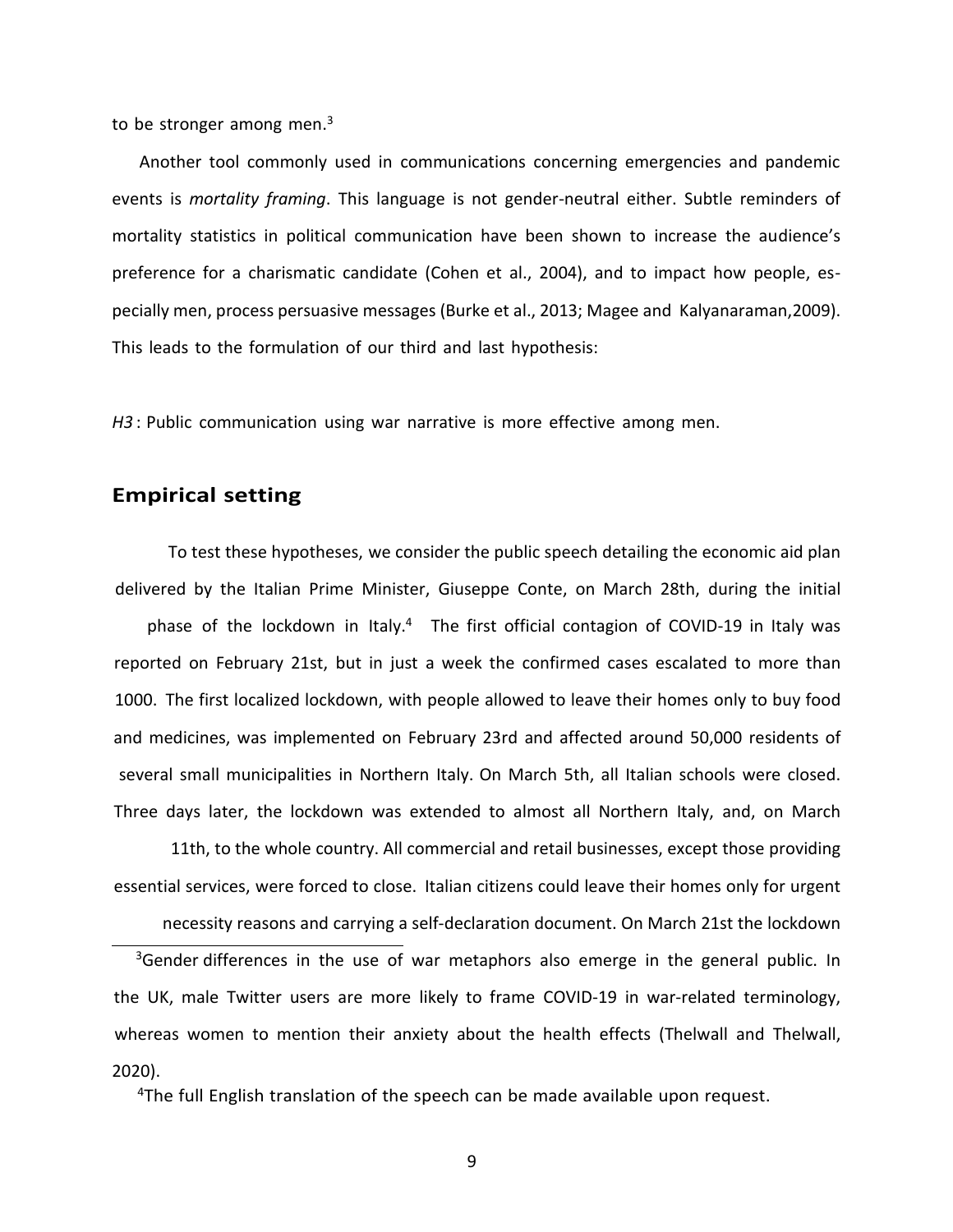to be stronger among men.[3]

Another tool commonly used in communications concerning emergencies and pandemic events is *mortality framing*. This language is not gender-neutral either. Subtle reminders of mortality statistics in political communication have been shown to increase the audience's preference for a charismatic candidate (Cohen et al., 2004), and to impact how people, especially men, process persuasive messages (Burke et al., 2013; Magee and Kalyanaraman,2009). This leads to the formulation of our third and last hypothesis:

*H3* : Public communication using war narrative is more effective among men.

## Empirical setting

To test these hypotheses, we consider the public speech detailing the economic aid plan delivered by the Italian Prime Minister, Giuseppe Conte, on March 28th, during the initial phase of the lockdown in Italy.[4] The first official contagion of COVID-19 in Italy was reported on February 21st, but in just a week the confirmed cases escalated to more than 1000. The first localized lockdown, with people allowed to leave their homes only to buy food and medicines, was implemented on February 23rd and affected around 50,000 residents of several small municipalities in Northern Italy. On March 5th, all Italian schools were closed. Three days later, the lockdown was extended to almost all Northern Italy, and, on March 11th, to the whole country. All commercial and retail businesses, except those providing essential services, were forced to close. Italian citizens could leave their homes only for urgent necessity reasons and carrying a self-declaration document. On March 21st the lockdown

[3]Gender differences in the use of war metaphors also emerge in the general public. In the UK, male Twitter users are more likely to frame COVID-19 in war-related terminology, whereas women to mention their anxiety about the health effects (Thelwall and Thelwall, 2020).

[4]The full English translation of the speech can be made available upon request.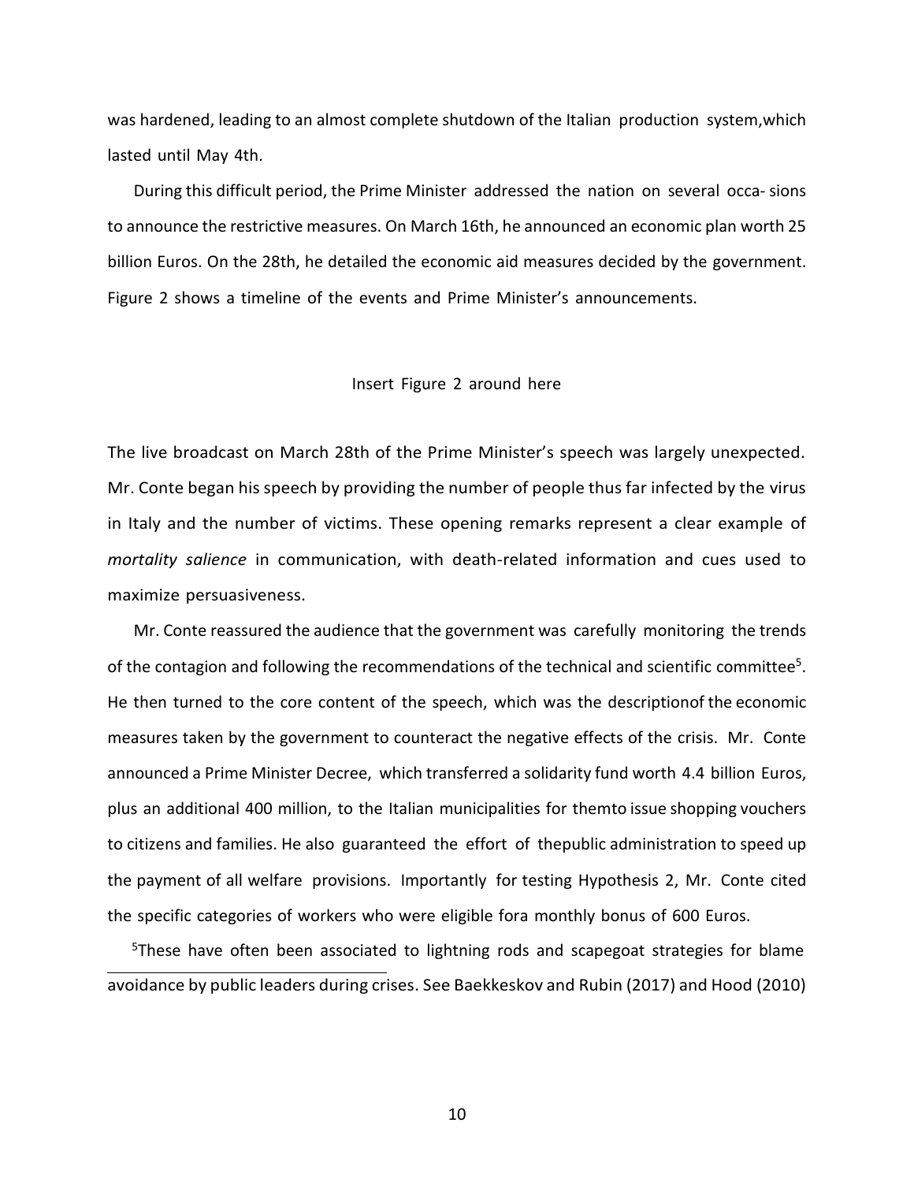was hardened, leading to an almost complete shutdown of the Italian production system,which lasted until May 4th.

During this difficult period, the Prime Minister addressed the nation on several occa- sions to announce the restrictive measures. On March 16th, he announced an economic plan worth 25 billion Euros. On the 28th, he detailed the economic aid measures decided by the government. Figure 2 shows a timeline of the events and Prime Minister's announcements.

Insert Figure 2 around here

The live broadcast on March 28th of the Prime Minister's speech was largely unexpected. Mr. Conte began his speech by providing the number of people thus far infected by the virus in Italy and the number of victims. These opening remarks represent a clear example of *mortality salience* in communication, with death-related information and cues used to maximize persuasiveness.

Mr. Conte reassured the audience that the government was carefully monitoring the trends of the contagion and following the recommendations of the technical and scientific committee[5]. He then turned to the core content of the speech, which was the descriptionof the economic measures taken by the government to counteract the negative effects of the crisis. Mr. Conte announced a Prime Minister Decree, which transferred a solidarity fund worth 4.4 billion Euros, plus an additional 400 million, to the Italian municipalities for themto issue shopping vouchers to citizens and families. He also guaranteed the effort of thepublic administration to speed up the payment of all welfare provisions. Importantly for testing Hypothesis 2, Mr. Conte cited the specific categories of workers who were eligible fora monthly bonus of 600 Euros.

[5]These have often been associated to lightning rods and scapegoat strategies for blame avoidance by public leaders during crises. See Baekkeskov and Rubin (2017) and Hood (2010)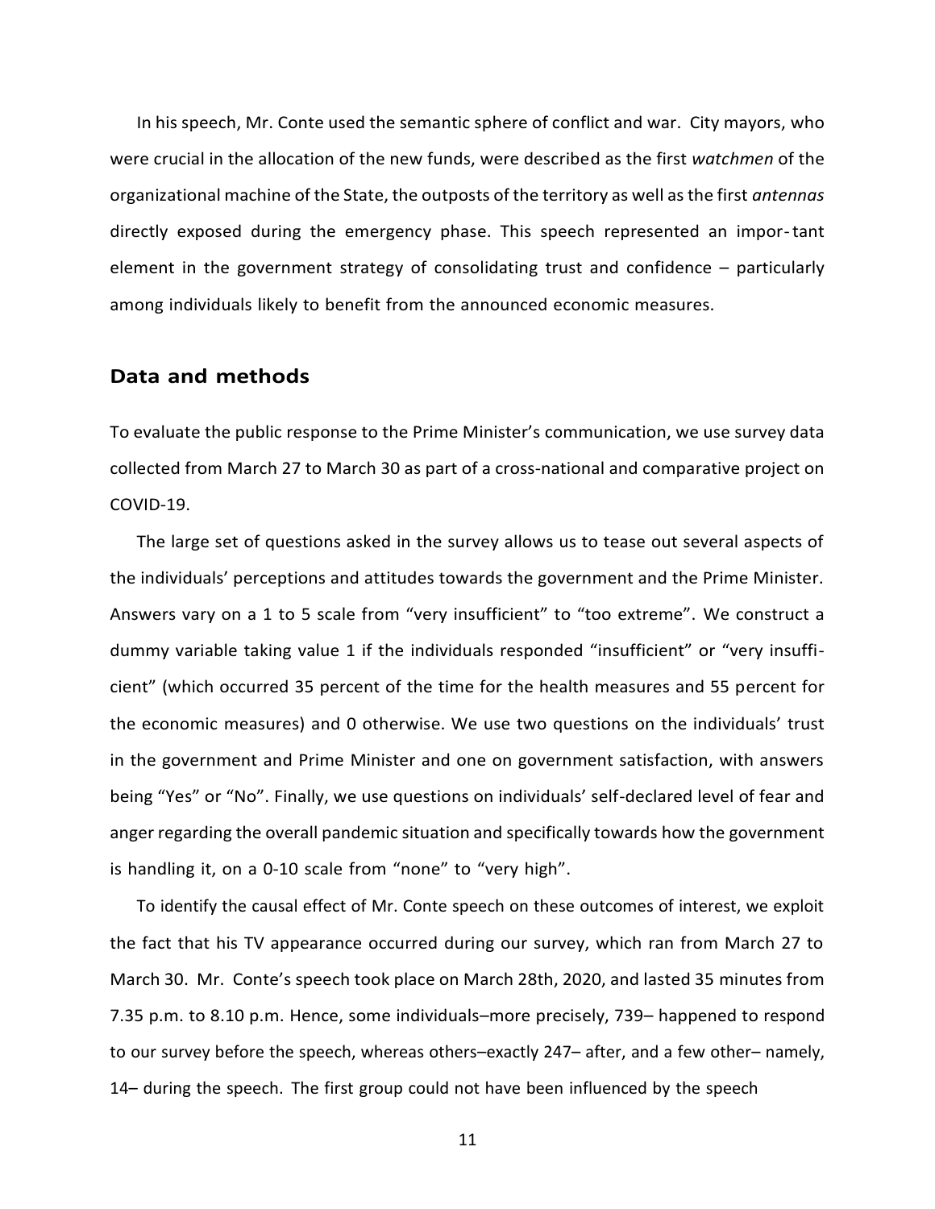In his speech, Mr. Conte used the semantic sphere of conflict and war. City mayors, who were crucial in the allocation of the new funds, were described as the first *watchmen* of the organizational machine of the State, the outposts of the territory as well as the first *antennas* directly exposed during the emergency phase. This speech represented an important element in the government strategy of consolidating trust and confidence – particularly among individuals likely to benefit from the announced economic measures.

## Data and methods

To evaluate the public response to the Prime Minister's communication, we use survey data collected from March 27 to March 30 as part of a cross-national and comparative project on COVID-19.

The large set of questions asked in the survey allows us to tease out several aspects of the individuals' perceptions and attitudes towards the government and the Prime Minister. Answers vary on a 1 to 5 scale from "very insufficient" to "too extreme". We construct a dummy variable taking value 1 if the individuals responded "insufficient" or "very insufficient" (which occurred 35 percent of the time for the health measures and 55 percent for the economic measures) and 0 otherwise. We use two questions on the individuals' trust in the government and Prime Minister and one on government satisfaction, with answers being "Yes" or "No". Finally, we use questions on individuals' self-declared level of fear and anger regarding the overall pandemic situation and specifically towards how the government is handling it, on a 0-10 scale from "none" to "very high".

To identify the causal effect of Mr. Conte speech on these outcomes of interest, we exploit the fact that his TV appearance occurred during our survey, which ran from March 27 to March 30. Mr. Conte's speech took place on March 28th, 2020, and lasted 35 minutes from 7.35 p.m. to 8.10 p.m. Hence, some individuals–more precisely, 739– happened to respond to our survey before the speech, whereas others–exactly 247– after, and a few other– namely, 14– during the speech. The first group could not have been influenced by the speech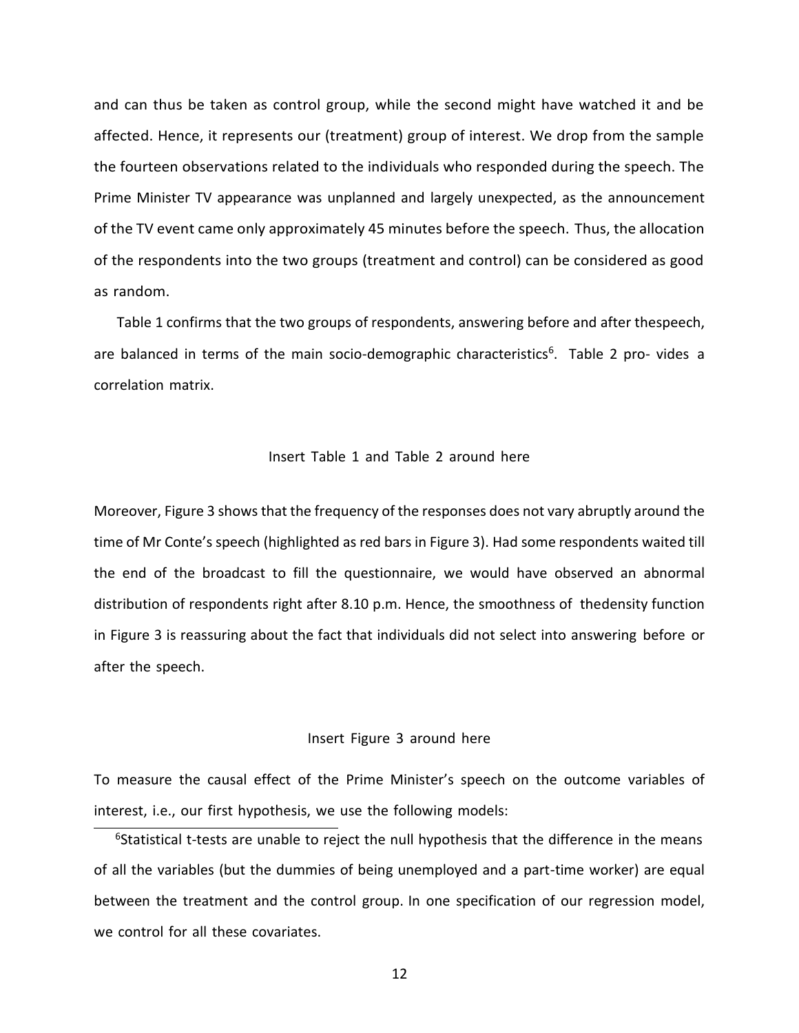and can thus be taken as control group, while the second might have watched it and be affected. Hence, it represents our (treatment) group of interest. We drop from the sample the fourteen observations related to the individuals who responded during the speech. The Prime Minister TV appearance was unplanned and largely unexpected, as the announcement of the TV event came only approximately 45 minutes before the speech. Thus, the allocation of the respondents into the two groups (treatment and control) can be considered as good as random.

Table 1 confirms that the two groups of respondents, answering before and after thespeech, are balanced in terms of the main socio-demographic characteristics[6]. Table 2 pro- vides a correlation matrix.

Insert Table 1 and Table 2 around here

Moreover, Figure 3 shows that the frequency of the responses does not vary abruptly around the time of Mr Conte's speech (highlighted as red bars in Figure 3). Had some respondents waited till the end of the broadcast to fill the questionnaire, we would have observed an abnormal distribution of respondents right after 8.10 p.m. Hence, the smoothness of thedensity function in Figure 3 is reassuring about the fact that individuals did not select into answering before or after the speech.

Insert Figure 3 around here

To measure the causal effect of the Prime Minister's speech on the outcome variables of interest, i.e., our first hypothesis, we use the following models:

[6]Statistical t-tests are unable to reject the null hypothesis that the difference in the means of all the variables (but the dummies of being unemployed and a part-time worker) are equal between the treatment and the control group. In one specification of our regression model, we control for all these covariates.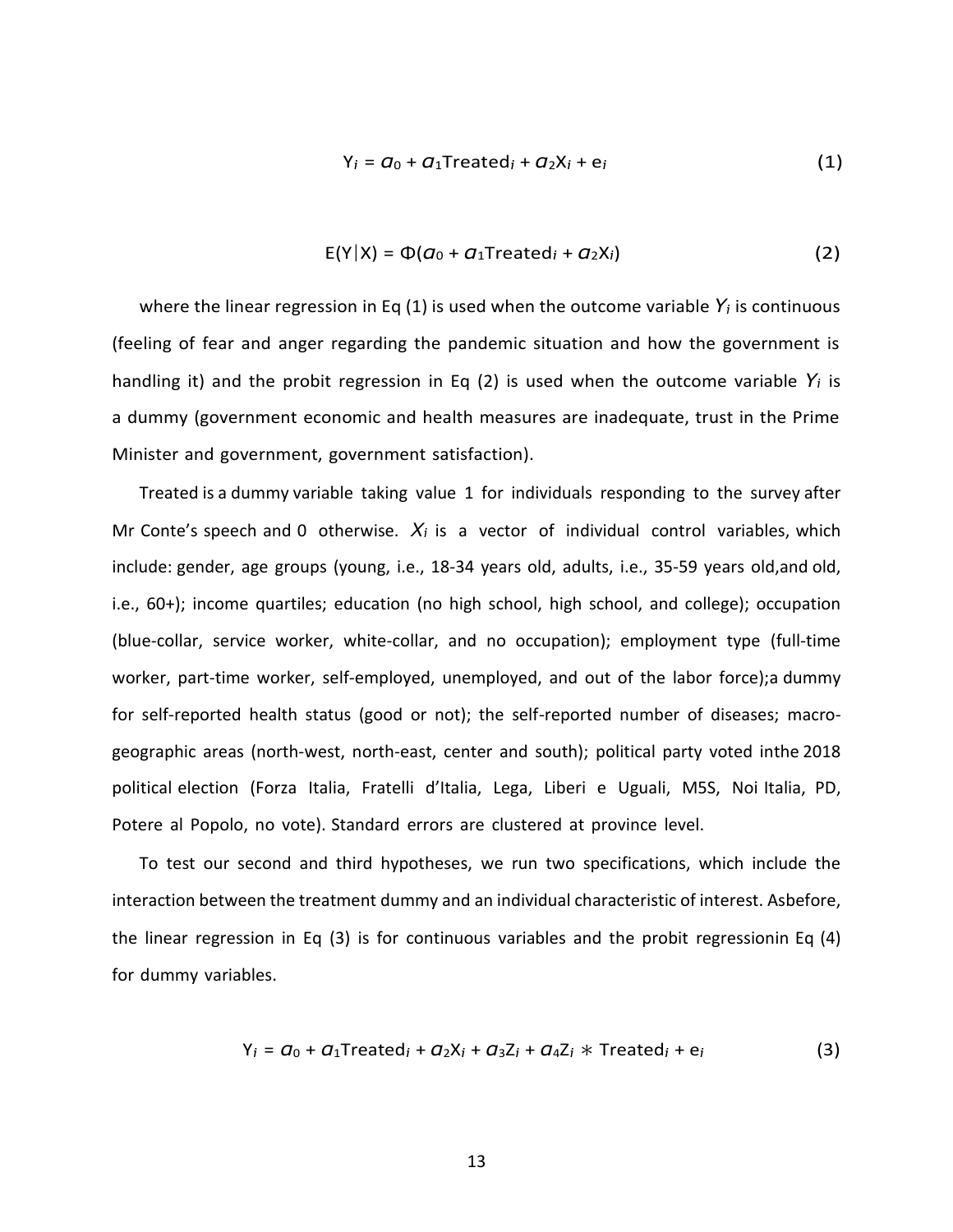$$Y_i = \alpha_0 + \alpha_1 \text{Treated}_i + \alpha_2 X_i + e_i \tag{1}$$

$$E(Y|X) = \Phi(\alpha_0 + \alpha_1 \text{Treated}_i + \alpha_2 X_i) \tag{2}$$

where the linear regression in Eq (1) is used when the outcome variable $Y_i$ is continuous (feeling of fear and anger regarding the pandemic situation and how the government is handling it) and the probit regression in Eq (2) is used when the outcome variable $Y_i$ is a dummy (government economic and health measures are inadequate, trust in the Prime Minister and government, government satisfaction).

Treated is a dummy variable taking value 1 for individuals responding to the survey after Mr Conte's speech and 0 otherwise. $X_i$ is a vector of individual control variables, which include: gender, age groups (young, i.e., 18-34 years old, adults, i.e., 35-59 years old,and old, i.e., 60+); income quartiles; education (no high school, high school, and college); occupation (blue-collar, service worker, white-collar, and no occupation); employment type (full-time worker, part-time worker, self-employed, unemployed, and out of the labor force);a dummy for self-reported health status (good or not); the self-reported number of diseases; macro-geographic areas (north-west, north-east, center and south); political party voted inthe 2018 political election (Forza Italia, Fratelli d'Italia, Lega, Liberi e Uguali, M5S, Noi Italia, PD, Potere al Popolo, no vote). Standard errors are clustered at province level.

To test our second and third hypotheses, we run two specifications, which include the interaction between the treatment dummy and an individual characteristic of interest. Asbefore, the linear regression in Eq (3) is for continuous variables and the probit regressionin Eq (4) for dummy variables.

$$Y_i = \alpha_0 + \alpha_1 \text{Treated}_i + \alpha_2 X_i + \alpha_3 Z_i + \alpha_4 Z_i * \text{Treated}_i + e_i \tag{3}$$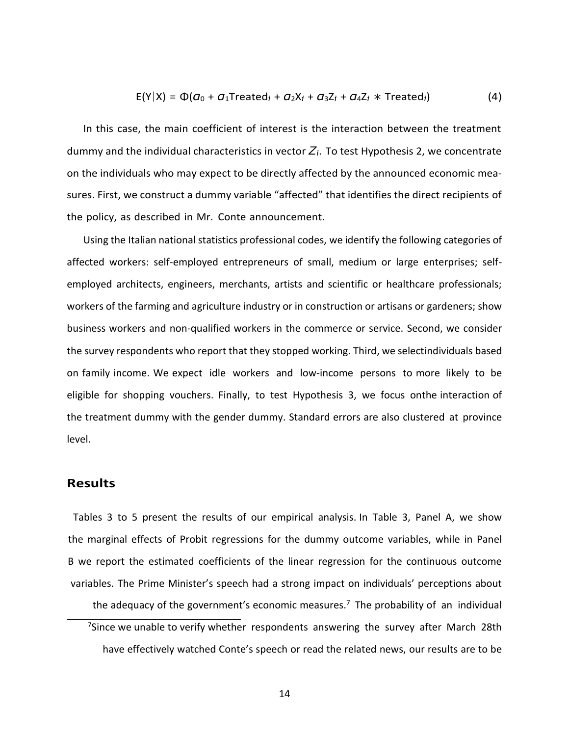$$E(Y|X) = \Phi(\alpha_0 + \alpha_1 \text{Treated}_i + \alpha_2 X_i + \alpha_3 Z_i + \alpha_4 Z_i * \text{Treated}_i) \qquad (4)$$

In this case, the main coefficient of interest is the interaction between the treatment dummy and the individual characteristics in vector $Z_i$. To test Hypothesis 2, we concentrate on the individuals who may expect to be directly affected by the announced economic measures. First, we construct a dummy variable "affected" that identifies the direct recipients of the policy, as described in Mr. Conte announcement.

Using the Italian national statistics professional codes, we identify the following categories of affected workers: self-employed entrepreneurs of small, medium or large enterprises; self-employed architects, engineers, merchants, artists and scientific or healthcare professionals; workers of the farming and agriculture industry or in construction or artisans or gardeners; show business workers and non-qualified workers in the commerce or service. Second, we consider the survey respondents who report that they stopped working. Third, we selectindividuals based on family income. We expect idle workers and low-income persons to more likely to be eligible for shopping vouchers. Finally, to test Hypothesis 3, we focus onthe interaction of the treatment dummy with the gender dummy. Standard errors are also clustered at province level.

## Results

Tables 3 to 5 present the results of our empirical analysis. In Table 3, Panel A, we show the marginal effects of Probit regressions for the dummy outcome variables, while in Panel B we report the estimated coefficients of the linear regression for the continuous outcome variables. The Prime Minister's speech had a strong impact on individuals' perceptions about the adequacy of the government's economic measures.[7] The probability of an individual

[7]Since we unable to verify whether respondents answering the survey after March 28th have effectively watched Conte's speech or read the related news, our results are to be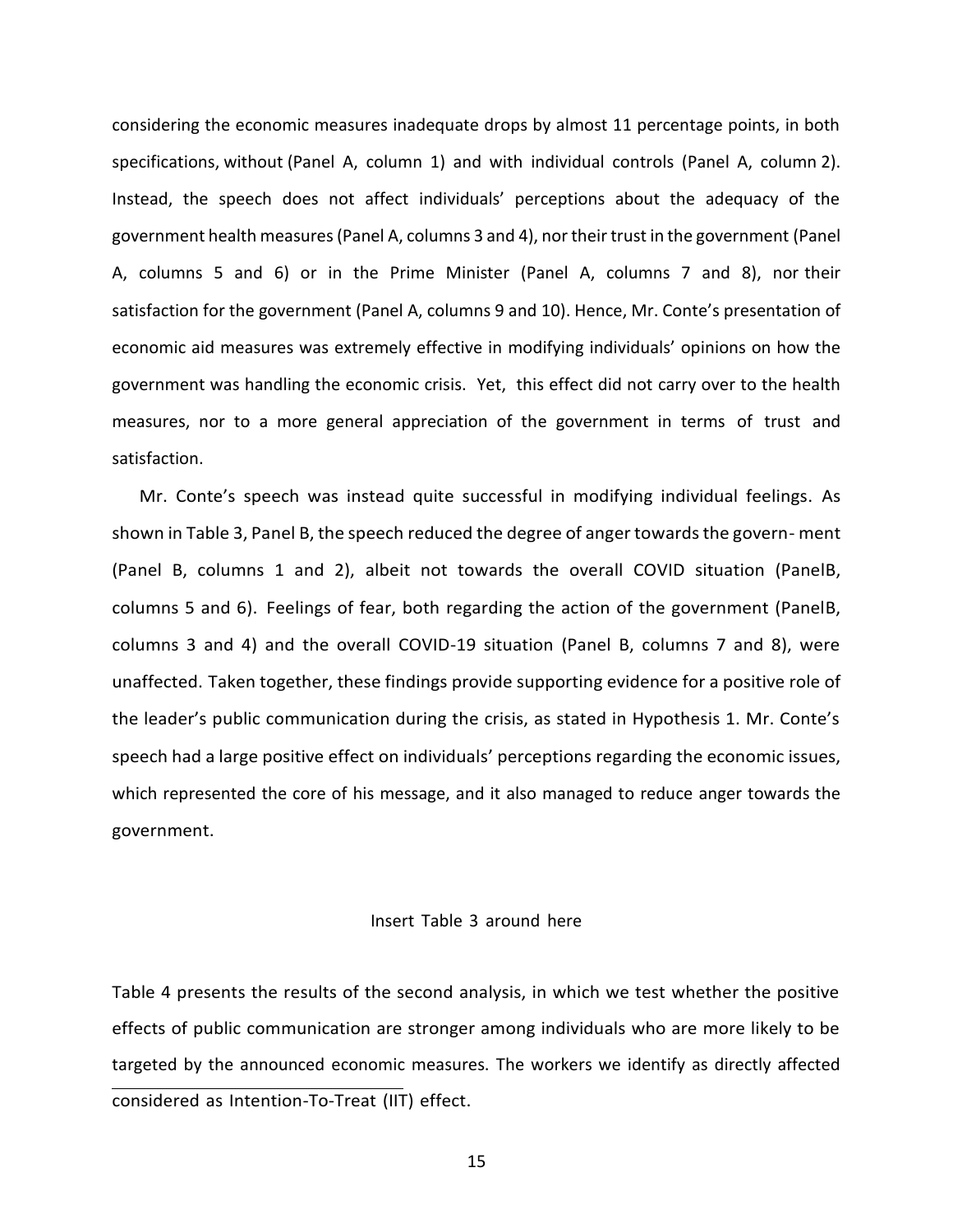considering the economic measures inadequate drops by almost 11 percentage points, in both specifications, without (Panel A, column 1) and with individual controls (Panel A, column 2). Instead, the speech does not affect individuals' perceptions about the adequacy of the government health measures (Panel A, columns 3 and 4), nor their trust in the government (Panel A, columns 5 and 6) or in the Prime Minister (Panel A, columns 7 and 8), nor their satisfaction for the government (Panel A, columns 9 and 10). Hence, Mr. Conte's presentation of economic aid measures was extremely effective in modifying individuals' opinions on how the government was handling the economic crisis. Yet, this effect did not carry over to the health measures, nor to a more general appreciation of the government in terms of trust and satisfaction.

Mr. Conte's speech was instead quite successful in modifying individual feelings. As shown in Table 3, Panel B, the speech reduced the degree of anger towards the govern- ment (Panel B, columns 1 and 2), albeit not towards the overall COVID situation (PanelB, columns 5 and 6). Feelings of fear, both regarding the action of the government (PanelB, columns 3 and 4) and the overall COVID-19 situation (Panel B, columns 7 and 8), were unaffected. Taken together, these findings provide supporting evidence for a positive role of the leader's public communication during the crisis, as stated in Hypothesis 1. Mr. Conte's speech had a large positive effect on individuals' perceptions regarding the economic issues, which represented the core of his message, and it also managed to reduce anger towards the government.

Insert Table 3 around here

Table 4 presents the results of the second analysis, in which we test whether the positive effects of public communication are stronger among individuals who are more likely to be targeted by the announced economic measures. The workers we identify as directly affected

considered as Intention-To-Treat (IIT) effect.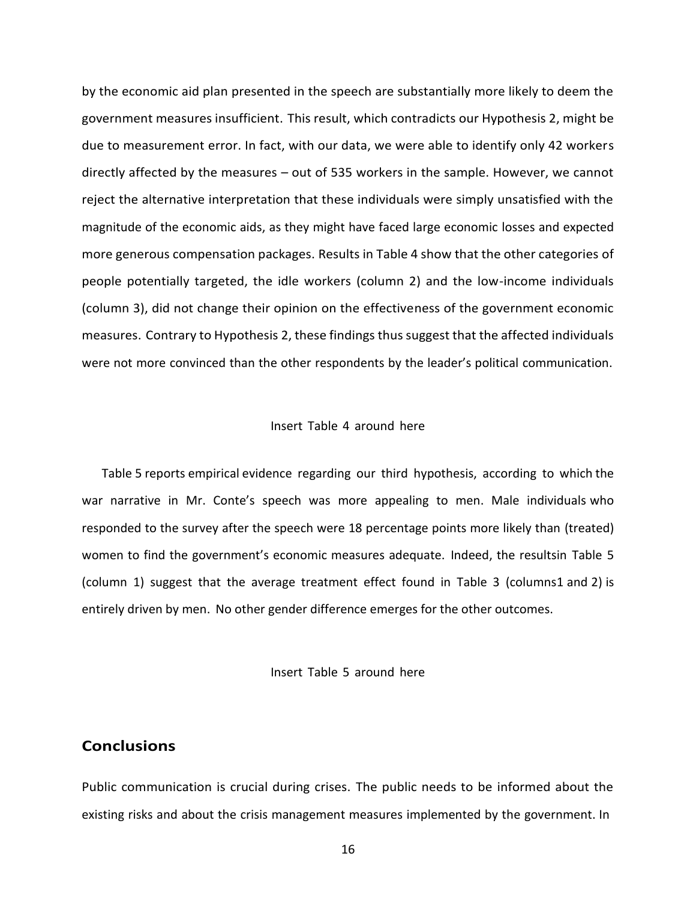by the economic aid plan presented in the speech are substantially more likely to deem the government measures insufficient. This result, which contradicts our Hypothesis 2, might be due to measurement error. In fact, with our data, we were able to identify only 42 workers directly affected by the measures – out of 535 workers in the sample. However, we cannot reject the alternative interpretation that these individuals were simply unsatisfied with the magnitude of the economic aids, as they might have faced large economic losses and expected more generous compensation packages. Results in Table 4 show that the other categories of people potentially targeted, the idle workers (column 2) and the low-income individuals (column 3), did not change their opinion on the effectiveness of the government economic measures. Contrary to Hypothesis 2, these findings thus suggest that the affected individuals were not more convinced than the other respondents by the leader's political communication.

Insert Table 4 around here

Table 5 reports empirical evidence regarding our third hypothesis, according to which the war narrative in Mr. Conte's speech was more appealing to men. Male individuals who responded to the survey after the speech were 18 percentage points more likely than (treated) women to find the government's economic measures adequate. Indeed, the resultsin Table 5 (column 1) suggest that the average treatment effect found in Table 3 (columns1 and 2) is entirely driven by men. No other gender difference emerges for the other outcomes.

Insert Table 5 around here

## Conclusions

Public communication is crucial during crises. The public needs to be informed about the existing risks and about the crisis management measures implemented by the government. In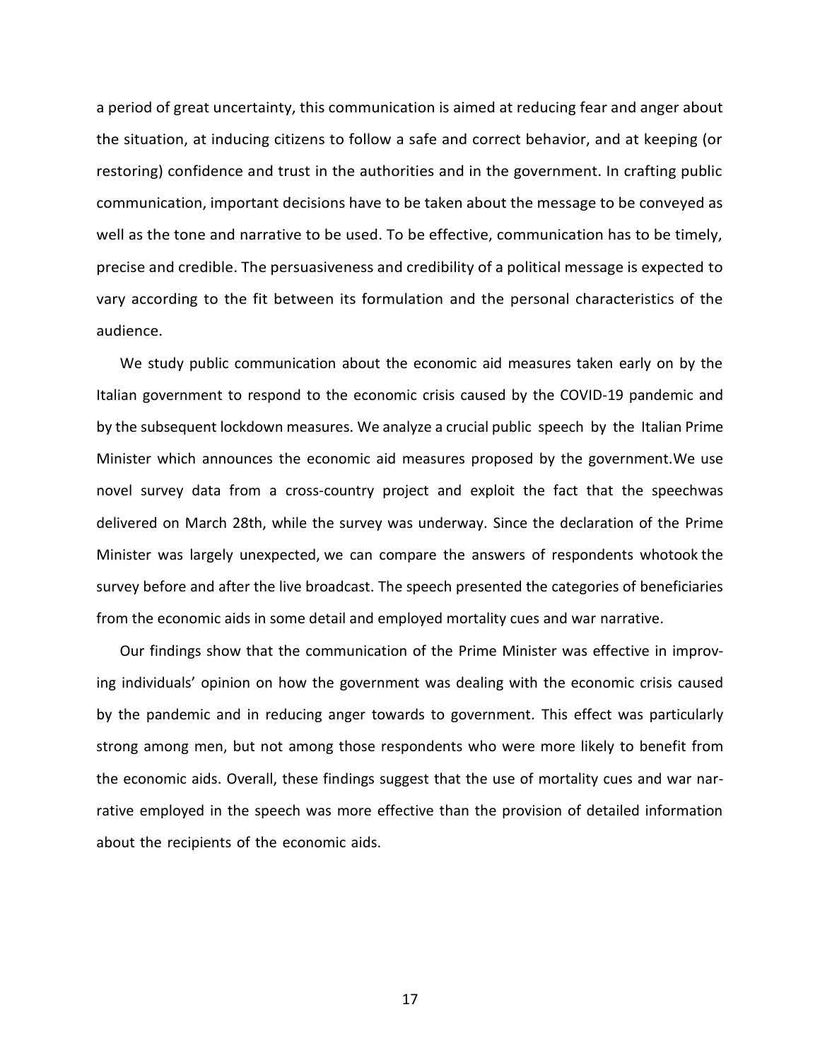a period of great uncertainty, this communication is aimed at reducing fear and anger about the situation, at inducing citizens to follow a safe and correct behavior, and at keeping (or restoring) confidence and trust in the authorities and in the government. In crafting public communication, important decisions have to be taken about the message to be conveyed as well as the tone and narrative to be used. To be effective, communication has to be timely, precise and credible. The persuasiveness and credibility of a political message is expected to vary according to the fit between its formulation and the personal characteristics of the audience.

We study public communication about the economic aid measures taken early on by the Italian government to respond to the economic crisis caused by the COVID-19 pandemic and by the subsequent lockdown measures. We analyze a crucial public speech by the Italian Prime Minister which announces the economic aid measures proposed by the government.We use novel survey data from a cross-country project and exploit the fact that the speechwas delivered on March 28th, while the survey was underway. Since the declaration of the Prime Minister was largely unexpected, we can compare the answers of respondents whotook the survey before and after the live broadcast. The speech presented the categories of beneficiaries from the economic aids in some detail and employed mortality cues and war narrative.

Our findings show that the communication of the Prime Minister was effective in improving individuals' opinion on how the government was dealing with the economic crisis caused by the pandemic and in reducing anger towards to government. This effect was particularly strong among men, but not among those respondents who were more likely to benefit from the economic aids. Overall, these findings suggest that the use of mortality cues and war narrative employed in the speech was more effective than the provision of detailed information about the recipients of the economic aids.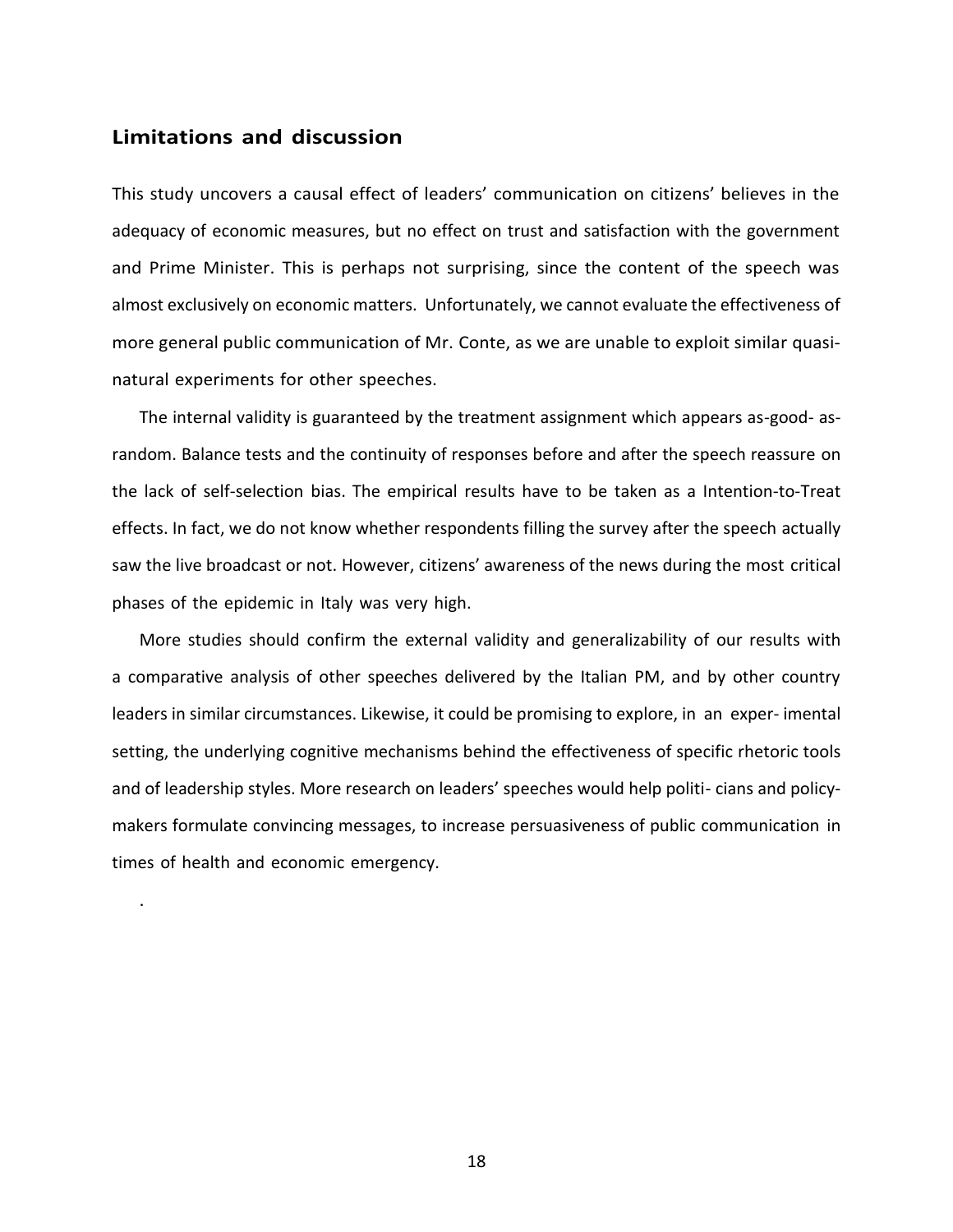## Limitations and discussion

This study uncovers a causal effect of leaders' communication on citizens' believes in the adequacy of economic measures, but no effect on trust and satisfaction with the government and Prime Minister. This is perhaps not surprising, since the content of the speech was almost exclusively on economic matters. Unfortunately, we cannot evaluate the effectiveness of more general public communication of Mr. Conte, as we are unable to exploit similar quasi-natural experiments for other speeches.

The internal validity is guaranteed by the treatment assignment which appears as-good- as-random. Balance tests and the continuity of responses before and after the speech reassure on the lack of self-selection bias. The empirical results have to be taken as a Intention-to-Treat effects. In fact, we do not know whether respondents filling the survey after the speech actually saw the live broadcast or not. However, citizens' awareness of the news during the most critical phases of the epidemic in Italy was very high.

More studies should confirm the external validity and generalizability of our results with a comparative analysis of other speeches delivered by the Italian PM, and by other country leaders in similar circumstances. Likewise, it could be promising to explore, in an exper- imental setting, the underlying cognitive mechanisms behind the effectiveness of specific rhetoric tools and of leadership styles. More research on leaders' speeches would help politi- cians and policy-makers formulate convincing messages, to increase persuasiveness of public communication in times of health and economic emergency.

.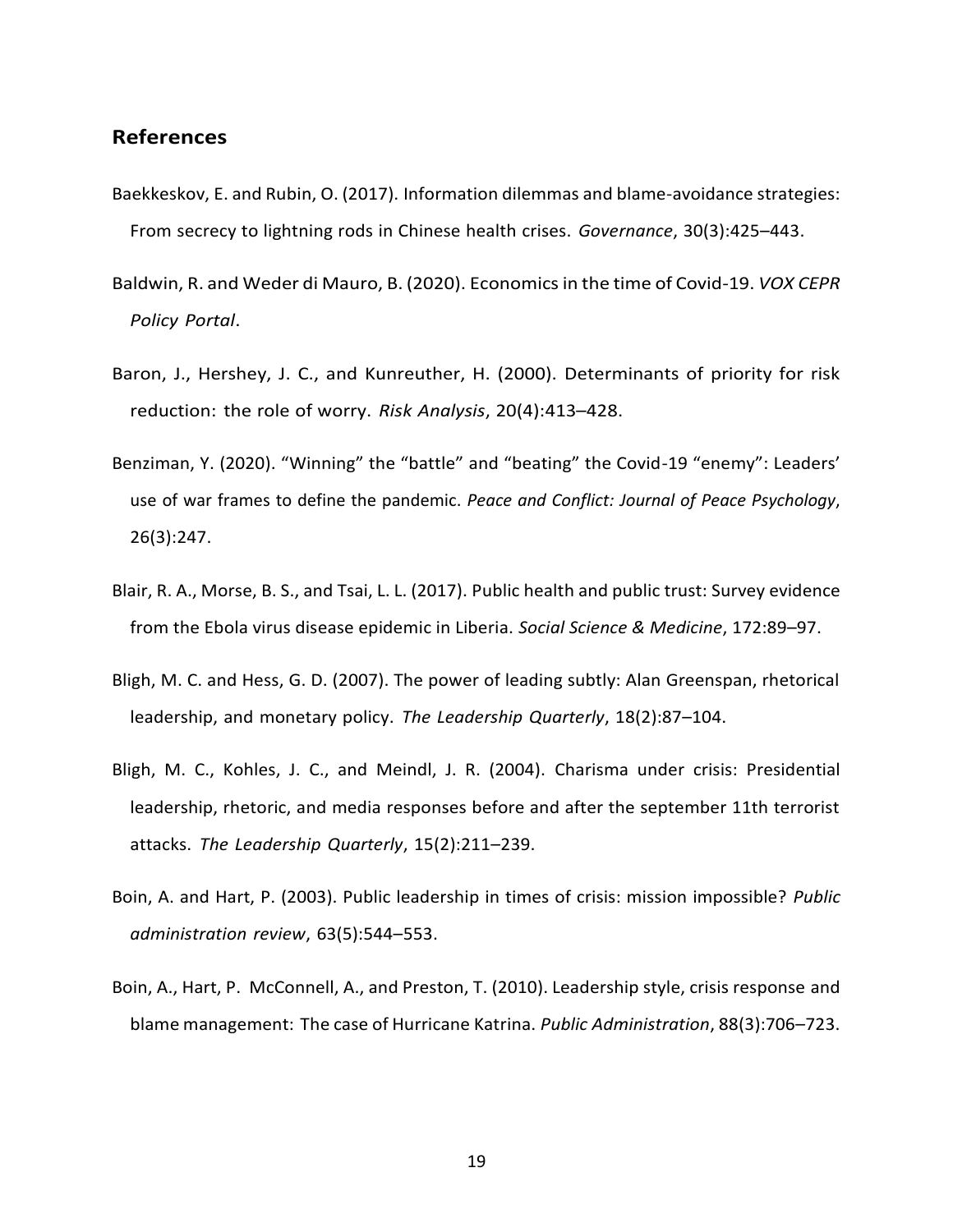## References

Baekkeskov, E. and Rubin, O. (2017). Information dilemmas and blame-avoidance strategies: From secrecy to lightning rods in Chinese health crises. *Governance*, 30(3):425–443.

Baldwin, R. and Weder di Mauro, B. (2020). Economics in the time of Covid-19. *VOX CEPR Policy Portal*.

Baron, J., Hershey, J. C., and Kunreuther, H. (2000). Determinants of priority for risk reduction: the role of worry. *Risk Analysis*, 20(4):413–428.

Benziman, Y. (2020). "Winning" the "battle" and "beating" the Covid-19 "enemy": Leaders' use of war frames to define the pandemic. *Peace and Conflict: Journal of Peace Psychology*, 26(3):247.

Blair, R. A., Morse, B. S., and Tsai, L. L. (2017). Public health and public trust: Survey evidence from the Ebola virus disease epidemic in Liberia. *Social Science & Medicine*, 172:89–97.

Bligh, M. C. and Hess, G. D. (2007). The power of leading subtly: Alan Greenspan, rhetorical leadership, and monetary policy. *The Leadership Quarterly*, 18(2):87–104.

Bligh, M. C., Kohles, J. C., and Meindl, J. R. (2004). Charisma under crisis: Presidential leadership, rhetoric, and media responses before and after the september 11th terrorist attacks. *The Leadership Quarterly*, 15(2):211–239.

Boin, A. and Hart, P. (2003). Public leadership in times of crisis: mission impossible? *Public administration review*, 63(5):544–553.

Boin, A., Hart, P. McConnell, A., and Preston, T. (2010). Leadership style, crisis response and blame management: The case of Hurricane Katrina. *Public Administration*, 88(3):706–723.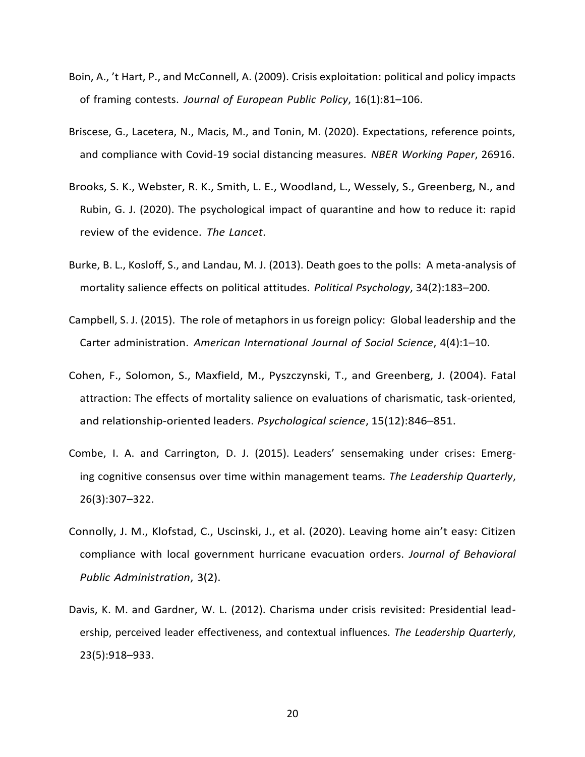Boin, A., ’t Hart, P., and McConnell, A. (2009). Crisis exploitation: political and policy impacts of framing contests. *Journal of European Public Policy*, 16(1):81–106.

Briscese, G., Lacetera, N., Macis, M., and Tonin, M. (2020). Expectations, reference points, and compliance with Covid-19 social distancing measures. *NBER Working Paper*, 26916.

Brooks, S. K., Webster, R. K., Smith, L. E., Woodland, L., Wessely, S., Greenberg, N., and Rubin, G. J. (2020). The psychological impact of quarantine and how to reduce it: rapid review of the evidence. *The Lancet*.

Burke, B. L., Kosloff, S., and Landau, M. J. (2013). Death goes to the polls: A meta-analysis of mortality salience effects on political attitudes. *Political Psychology*, 34(2):183–200.

Campbell, S. J. (2015). The role of metaphors in us foreign policy: Global leadership and the Carter administration. *American International Journal of Social Science*, 4(4):1–10.

Cohen, F., Solomon, S., Maxfield, M., Pyszczynski, T., and Greenberg, J. (2004). Fatal attraction: The effects of mortality salience on evaluations of charismatic, task-oriented, and relationship-oriented leaders. *Psychological science*, 15(12):846–851.

Combe, I. A. and Carrington, D. J. (2015). Leaders’ sensemaking under crises: Emerging cognitive consensus over time within management teams. *The Leadership Quarterly*, 26(3):307–322.

Connolly, J. M., Klofstad, C., Uscinski, J., et al. (2020). Leaving home ain’t easy: Citizen compliance with local government hurricane evacuation orders. *Journal of Behavioral Public Administration*, 3(2).

Davis, K. M. and Gardner, W. L. (2012). Charisma under crisis revisited: Presidential leadership, perceived leader effectiveness, and contextual influences. *The Leadership Quarterly*, 23(5):918–933.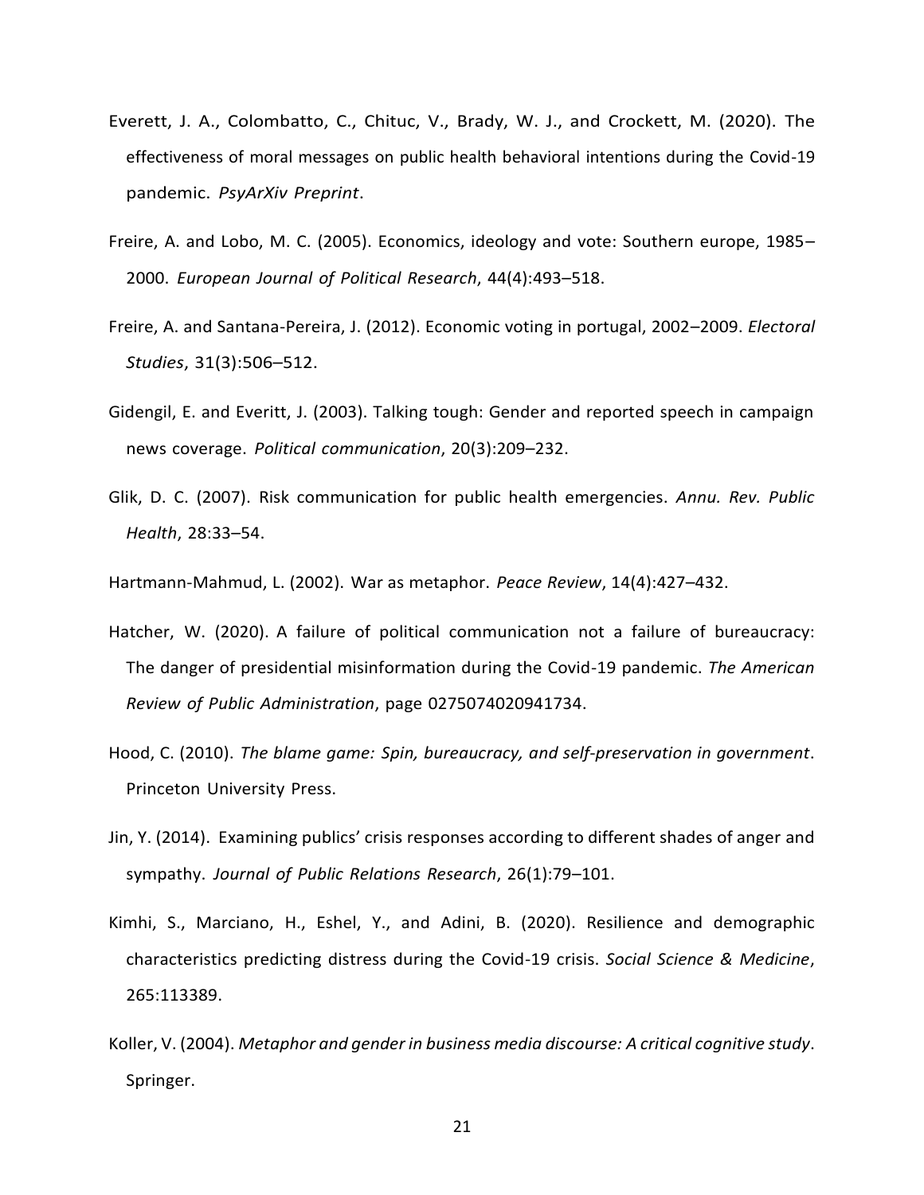Everett, J. A., Colombatto, C., Chituc, V., Brady, W. J., and Crockett, M. (2020). The effectiveness of moral messages on public health behavioral intentions during the Covid-19 pandemic. *PsyArXiv Preprint*.

Freire, A. and Lobo, M. C. (2005). Economics, ideology and vote: Southern europe, 1985–2000. *European Journal of Political Research*, 44(4):493–518.

Freire, A. and Santana-Pereira, J. (2012). Economic voting in portugal, 2002–2009. *Electoral Studies*, 31(3):506–512.

Gidengil, E. and Everitt, J. (2003). Talking tough: Gender and reported speech in campaign news coverage. *Political communication*, 20(3):209–232.

Glik, D. C. (2007). Risk communication for public health emergencies. *Annu. Rev. Public Health*, 28:33–54.

Hartmann-Mahmud, L. (2002). War as metaphor. *Peace Review*, 14(4):427–432.

Hatcher, W. (2020). A failure of political communication not a failure of bureaucracy: The danger of presidential misinformation during the Covid-19 pandemic. *The American Review of Public Administration*, page 0275074020941734.

Hood, C. (2010). *The blame game: Spin, bureaucracy, and self-preservation in government*. Princeton University Press.

Jin, Y. (2014). Examining publics' crisis responses according to different shades of anger and sympathy. *Journal of Public Relations Research*, 26(1):79–101.

Kimhi, S., Marciano, H., Eshel, Y., and Adini, B. (2020). Resilience and demographic characteristics predicting distress during the Covid-19 crisis. *Social Science & Medicine*, 265:113389.

Koller, V. (2004). *Metaphor and gender in business media discourse: A critical cognitive study*. Springer.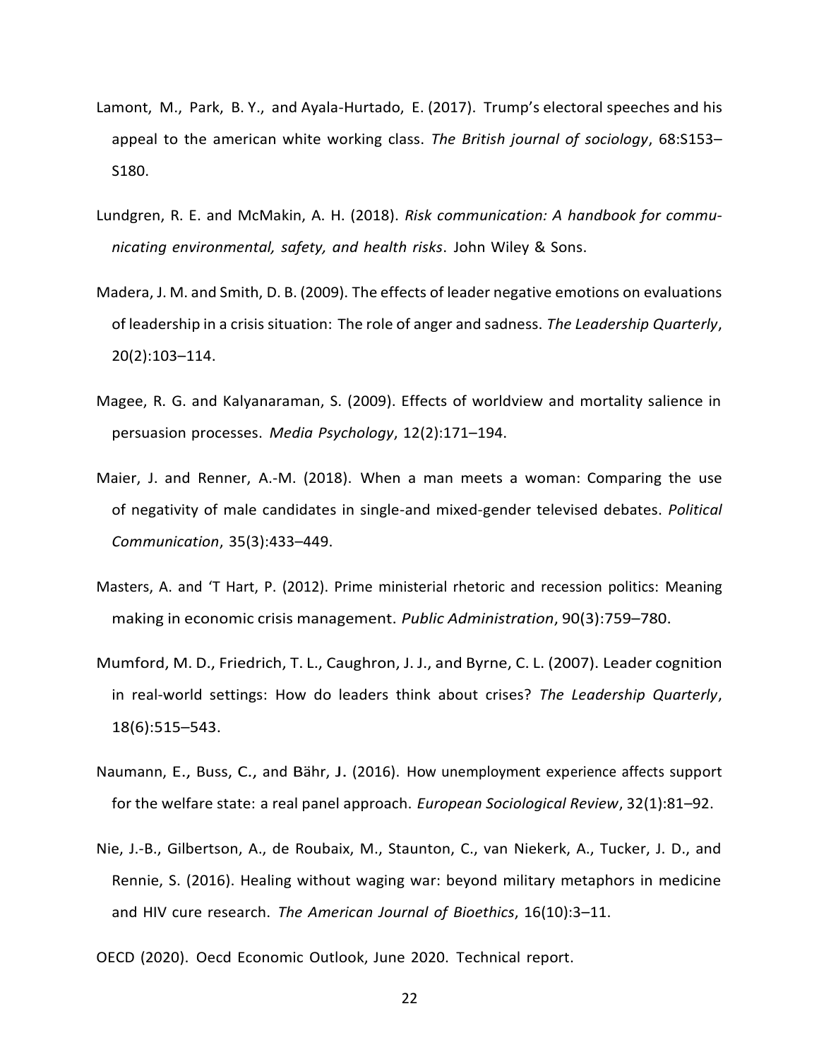Lamont, M., Park, B. Y., and Ayala-Hurtado, E. (2017). Trump's electoral speeches and his appeal to the american white working class. *The British journal of sociology*, 68:S153–S180.

Lundgren, R. E. and McMakin, A. H. (2018). *Risk communication: A handbook for communicating environmental, safety, and health risks*. John Wiley & Sons.

Madera, J. M. and Smith, D. B. (2009). The effects of leader negative emotions on evaluations of leadership in a crisis situation: The role of anger and sadness. *The Leadership Quarterly*, 20(2):103–114.

Magee, R. G. and Kalyanaraman, S. (2009). Effects of worldview and mortality salience in persuasion processes. *Media Psychology*, 12(2):171–194.

Maier, J. and Renner, A.-M. (2018). When a man meets a woman: Comparing the use of negativity of male candidates in single-and mixed-gender televised debates. *Political Communication*, 35(3):433–449.

Masters, A. and 'T Hart, P. (2012). Prime ministerial rhetoric and recession politics: Meaning making in economic crisis management. *Public Administration*, 90(3):759–780.

Mumford, M. D., Friedrich, T. L., Caughron, J. J., and Byrne, C. L. (2007). Leader cognition in real-world settings: How do leaders think about crises? *The Leadership Quarterly*, 18(6):515–543.

Naumann, E., Buss, C., and Bähr, J. (2016). How unemployment experience affects support for the welfare state: a real panel approach. *European Sociological Review*, 32(1):81–92.

Nie, J.-B., Gilbertson, A., de Roubaix, M., Staunton, C., van Niekerk, A., Tucker, J. D., and Rennie, S. (2016). Healing without waging war: beyond military metaphors in medicine and HIV cure research. *The American Journal of Bioethics*, 16(10):3–11.

OECD (2020). Oecd Economic Outlook, June 2020. Technical report.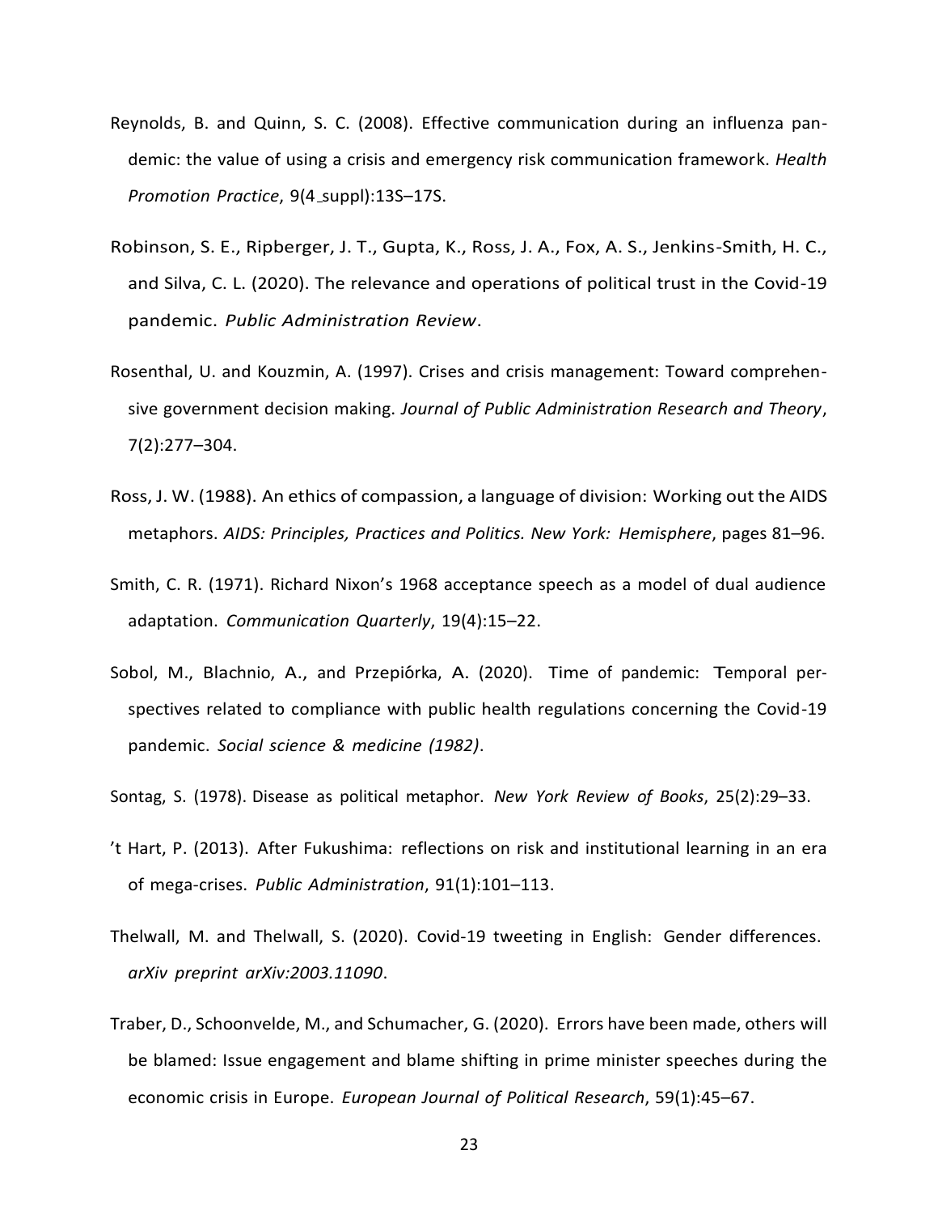Reynolds, B. and Quinn, S. C. (2008). Effective communication during an influenza pandemic: the value of using a crisis and emergency risk communication framework. *Health Promotion Practice*, 9(4_suppl):13S–17S.

Robinson, S. E., Ripberger, J. T., Gupta, K., Ross, J. A., Fox, A. S., Jenkins-Smith, H. C., and Silva, C. L. (2020). The relevance and operations of political trust in the Covid-19 pandemic. *Public Administration Review*.

Rosenthal, U. and Kouzmin, A. (1997). Crises and crisis management: Toward comprehensive government decision making. *Journal of Public Administration Research and Theory*, 7(2):277–304.

Ross, J. W. (1988). An ethics of compassion, a language of division: Working out the AIDS metaphors. *AIDS: Principles, Practices and Politics. New York: Hemisphere*, pages 81–96.

Smith, C. R. (1971). Richard Nixon's 1968 acceptance speech as a model of dual audience adaptation. *Communication Quarterly*, 19(4):15–22.

Sobol, M., Blachnio, A., and Przepiórka, A. (2020). Time of pandemic: Temporal perspectives related to compliance with public health regulations concerning the Covid-19 pandemic. *Social science & medicine (1982)*.

Sontag, S. (1978). Disease as political metaphor. *New York Review of Books*, 25(2):29–33.

't Hart, P. (2013). After Fukushima: reflections on risk and institutional learning in an era of mega-crises. *Public Administration*, 91(1):101–113.

Thelwall, M. and Thelwall, S. (2020). Covid-19 tweeting in English: Gender differences. *arXiv preprint arXiv:2003.11090*.

Traber, D., Schoonvelde, M., and Schumacher, G. (2020). Errors have been made, others will be blamed: Issue engagement and blame shifting in prime minister speeches during the economic crisis in Europe. *European Journal of Political Research*, 59(1):45–67.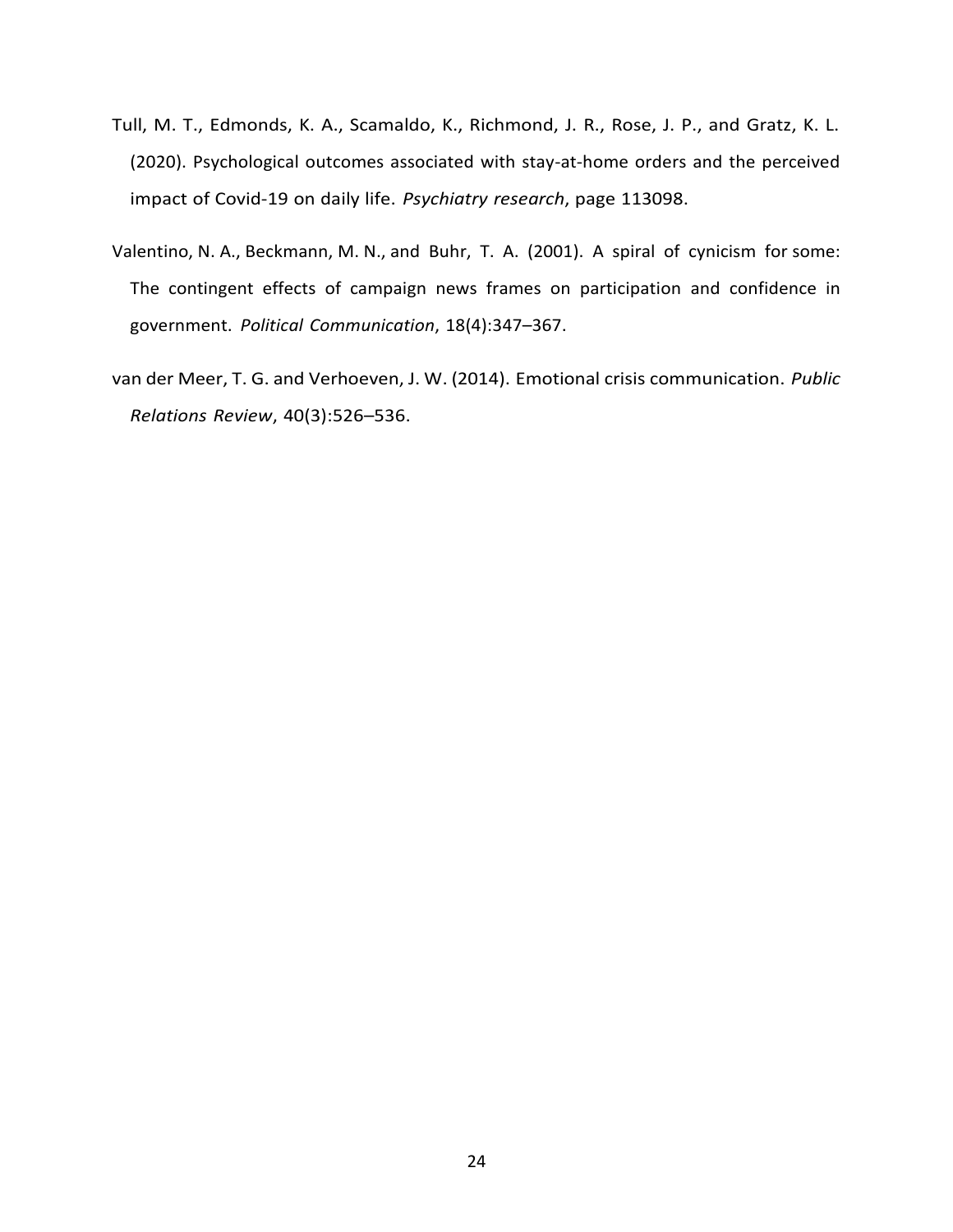Tull, M. T., Edmonds, K. A., Scamaldo, K., Richmond, J. R., Rose, J. P., and Gratz, K. L. (2020). Psychological outcomes associated with stay-at-home orders and the perceived impact of Covid-19 on daily life. *Psychiatry research*, page 113098.

Valentino, N. A., Beckmann, M. N., and Buhr, T. A. (2001). A spiral of cynicism for some: The contingent effects of campaign news frames on participation and confidence in government. *Political Communication*, 18(4):347–367.

van der Meer, T. G. and Verhoeven, J. W. (2014). Emotional crisis communication. *Public Relations Review*, 40(3):526–536.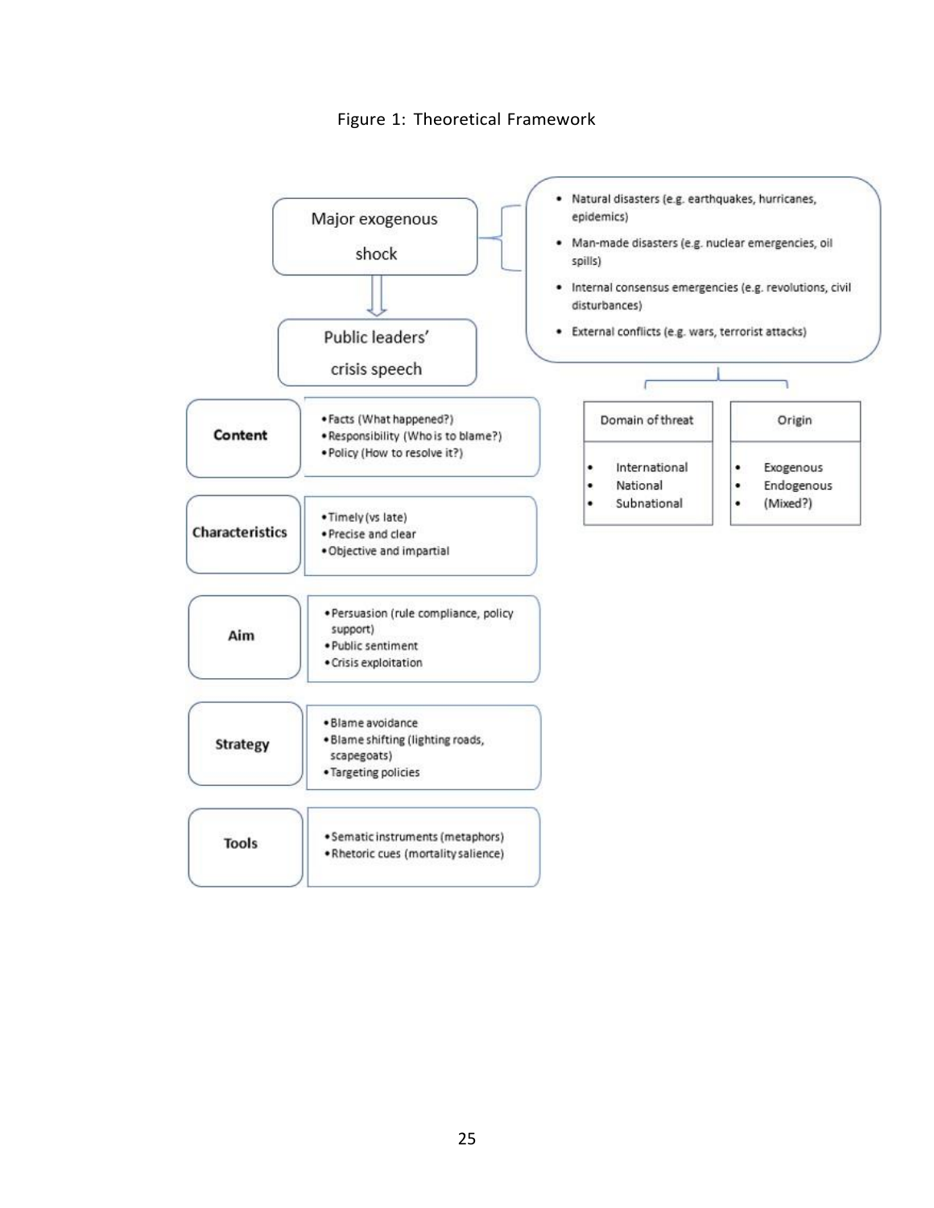Figure 1: Theoretical Framework

Major exogenous shock

- Natural disasters (e.g. earthquakes, hurricanes, epidemics)
- Man-made disasters (e.g. nuclear emergencies, oil spills)
- Internal consensus emergencies (e.g. revolutions, civil disturbances)
- External conflicts (e.g. wars, terrorist attacks)

| Domain of threat | Origin |
| --- | --- |
| International | Exogenous |
| National | Endogenous |
| Subnational | (Mixed?) |

Public leaders' crisis speech

**Content**
- Facts (What happened?)
- Responsibility (Who is to blame?)
- Policy (How to resolve it?)

**Characteristics**
- Timely (vs late)
- Precise and clear
- Objective and impartial

**Aim**
- Persuasion (rule compliance, policy support)
- Public sentiment
- Crisis exploitation

**Strategy**
- Blame avoidance
- Blame shifting (lighting roads, scapegoats)
- Targeting policies

**Tools**
- Sematic instruments (metaphors)
- Rhetoric cues (mortality salience)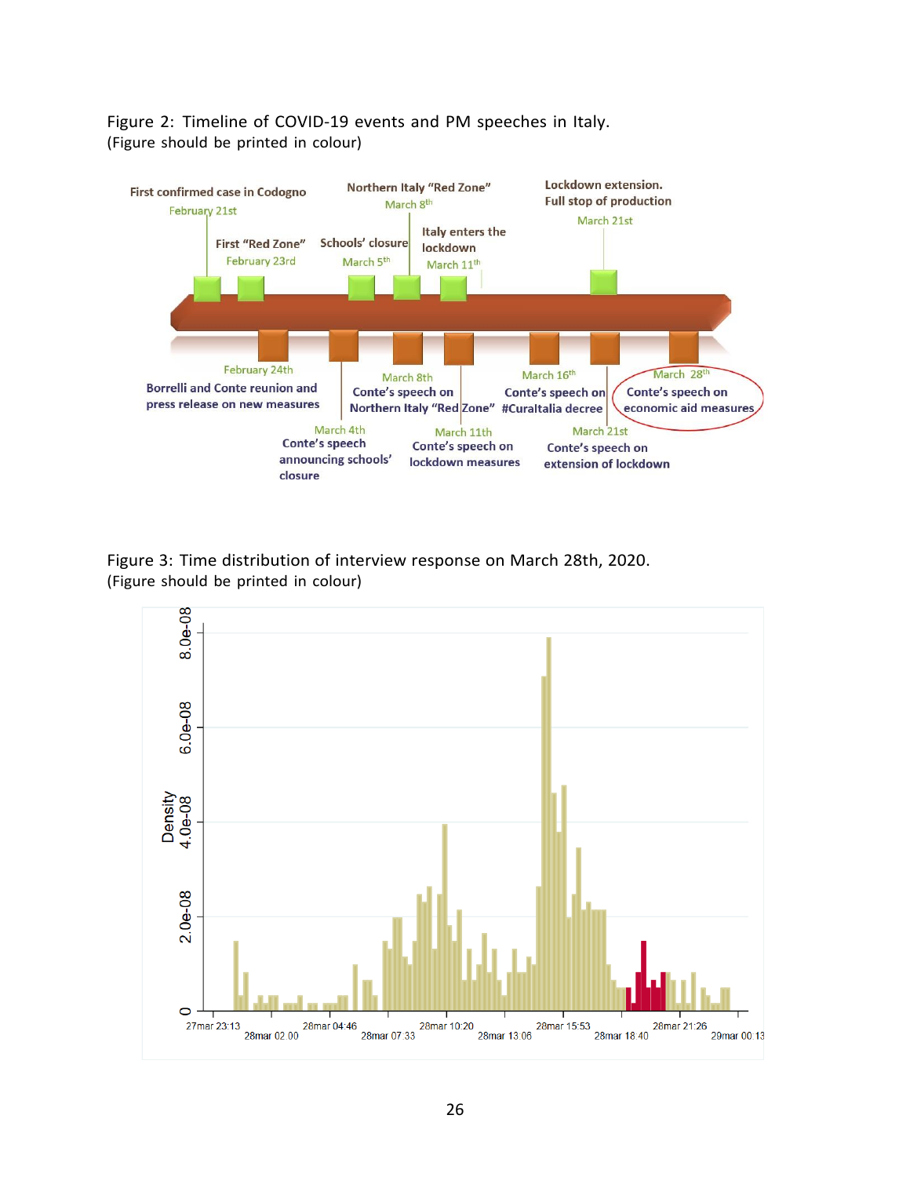Figure 2: Timeline of COVID-19 events and PM speeches in Italy.
(Figure should be printed in colour)

Figure 3: Time distribution of interview response on March 28th, 2020.
(Figure should be printed in colour)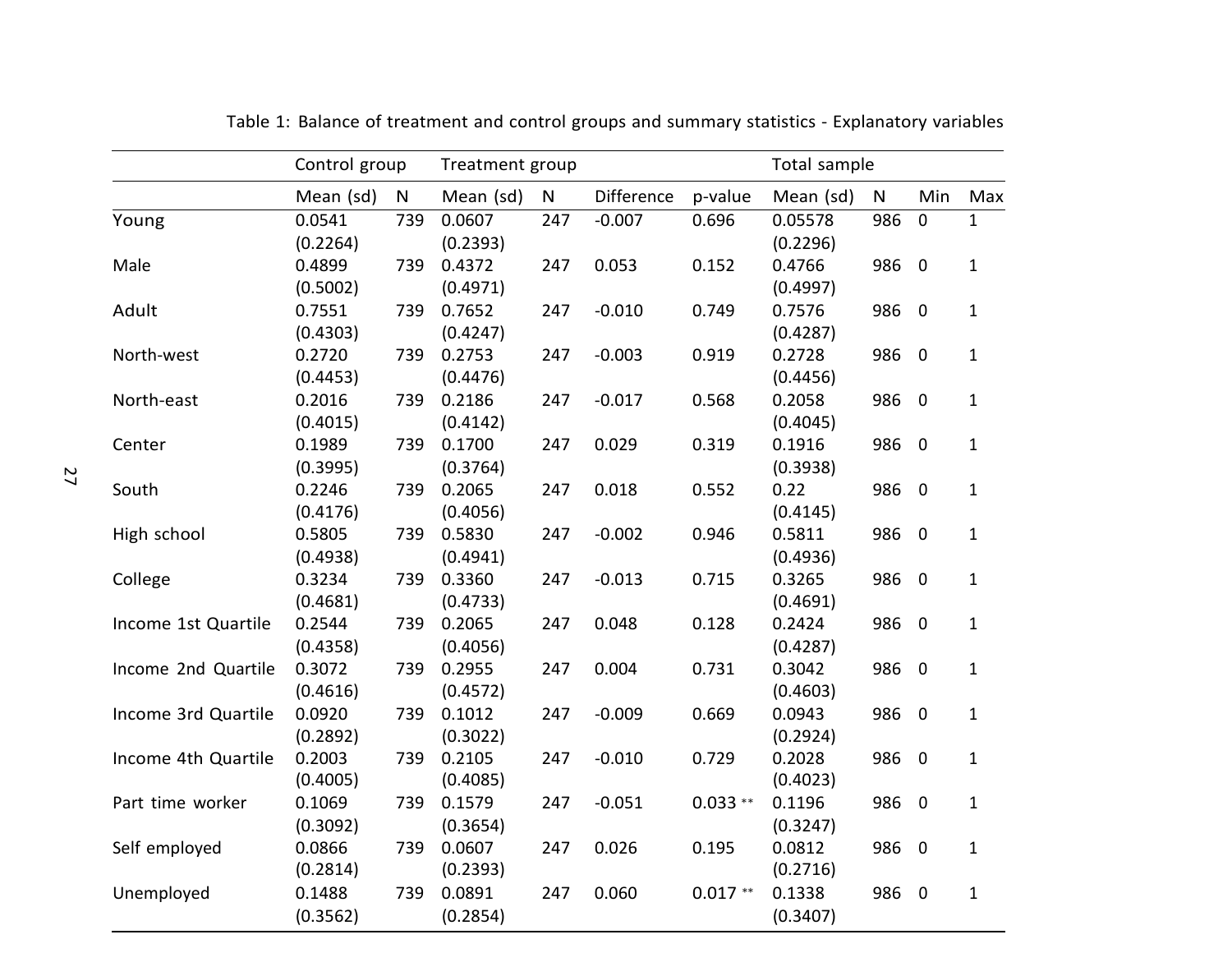Table 1: Balance of treatment and control groups and summary statistics - Explanatory variables

| | Control group | | Treatment group | | | | Total sample | | | |
|---|---|---|---|---|---|---|---|---|---|---|
| | Mean (sd) | N | Mean (sd) | N | Difference | p-value | Mean (sd) | N | Min | Max |
| Young | 0.0541 (0.2264) | 739 | 0.0607 (0.2393) | 247 | -0.007 | 0.696 | 0.05578 (0.2296) | 986 | 0 | 1 |
| Male | 0.4899 (0.5002) | 739 | 0.4372 (0.4971) | 247 | 0.053 | 0.152 | 0.4766 (0.4997) | 986 | 0 | 1 |
| Adult | 0.7551 (0.4303) | 739 | 0.7652 (0.4247) | 247 | -0.010 | 0.749 | 0.7576 (0.4287) | 986 | 0 | 1 |
| North-west | 0.2720 (0.4453) | 739 | 0.2753 (0.4476) | 247 | -0.003 | 0.919 | 0.2728 (0.4456) | 986 | 0 | 1 |
| North-east | 0.2016 (0.4015) | 739 | 0.2186 (0.4142) | 247 | -0.017 | 0.568 | 0.2058 (0.4045) | 986 | 0 | 1 |
| Center | 0.1989 (0.3995) | 739 | 0.1700 (0.3764) | 247 | 0.029 | 0.319 | 0.1916 (0.3938) | 986 | 0 | 1 |
| South | 0.2246 (0.4176) | 739 | 0.2065 (0.4056) | 247 | 0.018 | 0.552 | 0.22 (0.4145) | 986 | 0 | 1 |
| High school | 0.5805 (0.4938) | 739 | 0.5830 (0.4941) | 247 | -0.002 | 0.946 | 0.5811 (0.4936) | 986 | 0 | 1 |
| College | 0.3234 (0.4681) | 739 | 0.3360 (0.4733) | 247 | -0.013 | 0.715 | 0.3265 (0.4691) | 986 | 0 | 1 |
| Income 1st Quartile | 0.2544 (0.4358) | 739 | 0.2065 (0.4056) | 247 | 0.048 | 0.128 | 0.2424 (0.4287) | 986 | 0 | 1 |
| Income 2nd Quartile | 0.3072 (0.4616) | 739 | 0.2955 (0.4572) | 247 | 0.004 | 0.731 | 0.3042 (0.4603) | 986 | 0 | 1 |
| Income 3rd Quartile | 0.0920 (0.2892) | 739 | 0.1012 (0.3022) | 247 | -0.009 | 0.669 | 0.0943 (0.2924) | 986 | 0 | 1 |
| Income 4th Quartile | 0.2003 (0.4005) | 739 | 0.2105 (0.4085) | 247 | -0.010 | 0.729 | 0.2028 (0.4023) | 986 | 0 | 1 |
| Part time worker | 0.1069 (0.3092) | 739 | 0.1579 (0.3654) | 247 | -0.051 | 0.033 ** | 0.1196 (0.3247) | 986 | 0 | 1 |
| Self employed | 0.0866 (0.2814) | 739 | 0.0607 (0.2393) | 247 | 0.026 | 0.195 | 0.0812 (0.2716) | 986 | 0 | 1 |
| Unemployed | 0.1488 (0.3562) | 739 | 0.0891 (0.2854) | 247 | 0.060 | 0.017 ** | 0.1338 (0.3407) | 986 | 0 | 1 |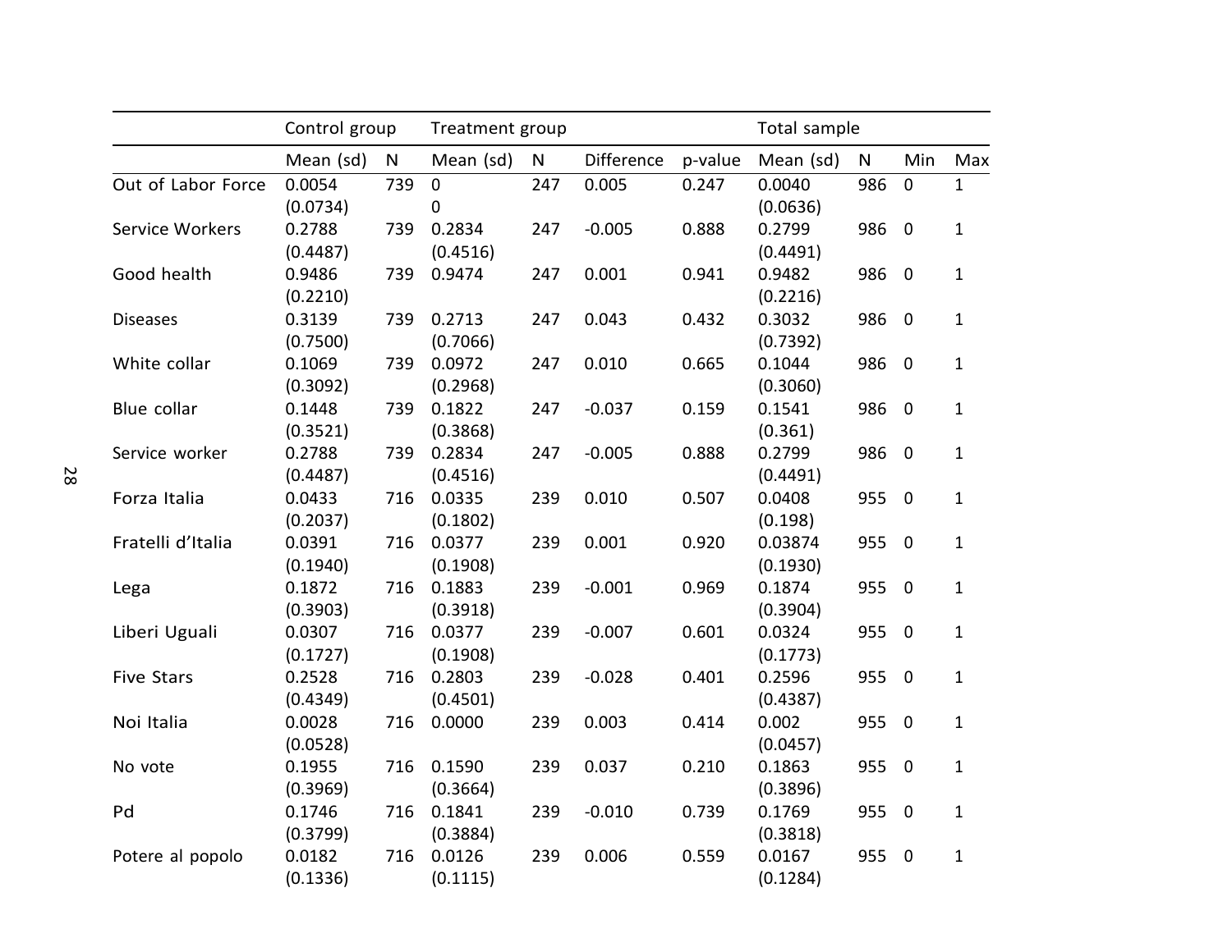| | Control group | | Treatment group | | | | Total sample | | | |
|---|---|---|---|---|---|---|---|---|---|---|
| | Mean (sd) | N | Mean (sd) | N | Difference | p-value | Mean (sd) | N | Min | Max |
| Out of Labor Force | 0.0054 (0.0734) | 739 | 0 0 | 247 | 0.005 | 0.247 | 0.0040 (0.0636) | 986 | 0 | 1 |
| Service Workers | 0.2788 (0.4487) | 739 | 0.2834 (0.4516) | 247 | -0.005 | 0.888 | 0.2799 (0.4491) | 986 | 0 | 1 |
| Good health | 0.9486 (0.2210) | 739 | 0.9474 | 247 | 0.001 | 0.941 | 0.9482 (0.2216) | 986 | 0 | 1 |
| Diseases | 0.3139 (0.7500) | 739 | 0.2713 (0.7066) | 247 | 0.043 | 0.432 | 0.3032 (0.7392) | 986 | 0 | 1 |
| White collar | 0.1069 (0.3092) | 739 | 0.0972 (0.2968) | 247 | 0.010 | 0.665 | 0.1044 (0.3060) | 986 | 0 | 1 |
| Blue collar | 0.1448 (0.3521) | 739 | 0.1822 (0.3868) | 247 | -0.037 | 0.159 | 0.1541 (0.361) | 986 | 0 | 1 |
| Service worker | 0.2788 (0.4487) | 739 | 0.2834 (0.4516) | 247 | -0.005 | 0.888 | 0.2799 (0.4491) | 986 | 0 | 1 |
| Forza Italia | 0.0433 (0.2037) | 716 | 0.0335 (0.1802) | 239 | 0.010 | 0.507 | 0.0408 (0.198) | 955 | 0 | 1 |
| Fratelli d'Italia | 0.0391 (0.1940) | 716 | 0.0377 (0.1908) | 239 | 0.001 | 0.920 | 0.03874 (0.1930) | 955 | 0 | 1 |
| Lega | 0.1872 (0.3903) | 716 | 0.1883 (0.3918) | 239 | -0.001 | 0.969 | 0.1874 (0.3904) | 955 | 0 | 1 |
| Liberi Uguali | 0.0307 (0.1727) | 716 | 0.0377 (0.1908) | 239 | -0.007 | 0.601 | 0.0324 (0.1773) | 955 | 0 | 1 |
| Five Stars | 0.2528 (0.4349) | 716 | 0.2803 (0.4501) | 239 | -0.028 | 0.401 | 0.2596 (0.4387) | 955 | 0 | 1 |
| Noi Italia | 0.0028 (0.0528) | 716 | 0.0000 | 239 | 0.003 | 0.414 | 0.002 (0.0457) | 955 | 0 | 1 |
| No vote | 0.1955 (0.3969) | 716 | 0.1590 (0.3664) | 239 | 0.037 | 0.210 | 0.1863 (0.3896) | 955 | 0 | 1 |
| Pd | 0.1746 (0.3799) | 716 | 0.1841 (0.3884) | 239 | -0.010 | 0.739 | 0.1769 (0.3818) | 955 | 0 | 1 |
| Potere al popolo | 0.0182 (0.1336) | 716 | 0.0126 (0.1115) | 239 | 0.006 | 0.559 | 0.0167 (0.1284) | 955 | 0 | 1 |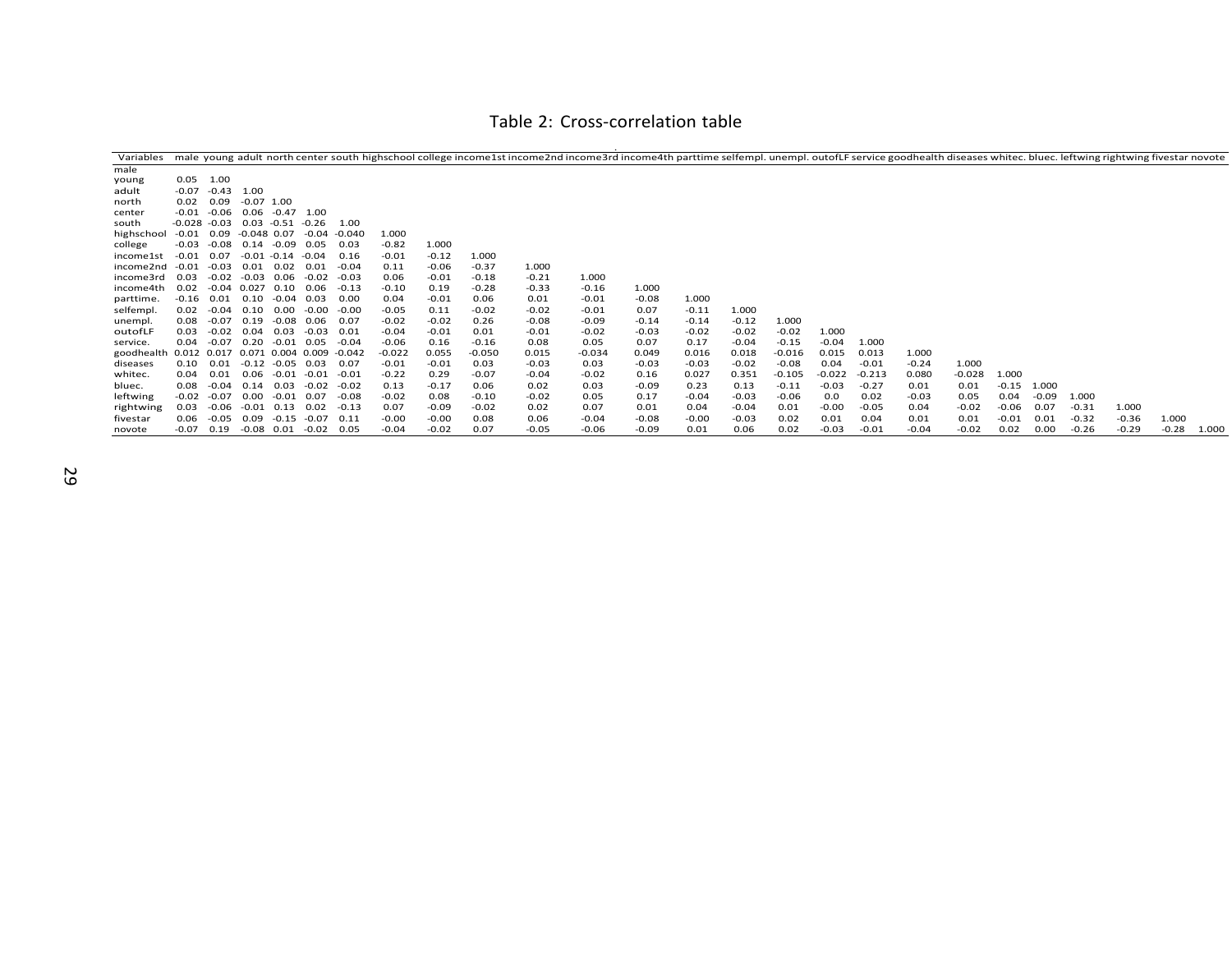# Table 2: Cross-correlation table

| Variables | male | young | adult | north | center | south | highschool | college | income1st | income2nd | income3rd | income4th | parttime | selfempl. | unempl. | outofLF | service | goodhealth | diseases | whitec. | bluec. | leftwing | rightwing | fivestar | novote |
|---|---|---|---|---|---|---|---|---|---|---|---|---|---|---|---|---|---|---|---|---|---|---|---|---|---|
| male | | | | | | | | | | | | | | | | | | | | | | | | | |
| young | 0.05 | 1.00 | | | | | | | | | | | | | | | | | | | | | | | |
| adult | -0.07 | -0.43 | 1.00 | | | | | | | | | | | | | | | | | | | | | | |
| north | 0.02 | 0.09 | -0.07 | 1.00 | | | | | | | | | | | | | | | | | | | | | |
| center | -0.01 | -0.06 | 0.06 | -0.47 | 1.00 | | | | | | | | | | | | | | | | | | | | |
| south | -0.028 | -0.03 | 0.03 | -0.51 | -0.26 | 1.00 | | | | | | | | | | | | | | | | | | | |
| highschool | -0.01 | 0.09 | -0.048 | 0.07 | -0.04 | -0.040 | 1.000 | | | | | | | | | | | | | | | | | | |
| college | -0.03 | -0.08 | 0.14 | -0.09 | 0.05 | 0.03 | -0.82 | 1.000 | | | | | | | | | | | | | | | | | |
| income1st | -0.01 | 0.07 | -0.01 | -0.14 | -0.04 | 0.16 | -0.01 | -0.12 | 1.000 | | | | | | | | | | | | | | | | |
| income2nd | -0.01 | -0.03 | 0.01 | 0.02 | 0.01 | -0.04 | 0.11 | -0.06 | -0.37 | 1.000 | | | | | | | | | | | | | | | |
| income3rd | 0.03 | -0.02 | -0.03 | 0.06 | -0.02 | -0.03 | 0.06 | -0.01 | -0.18 | -0.21 | 1.000 | | | | | | | | | | | | | | |
| income4th | 0.02 | -0.04 | 0.027 | 0.10 | 0.06 | -0.13 | -0.10 | 0.19 | -0.28 | -0.33 | -0.16 | 1.000 | | | | | | | | | | | | | |
| parttime. | -0.16 | 0.01 | 0.10 | -0.04 | 0.03 | 0.00 | 0.04 | -0.01 | 0.06 | 0.01 | -0.01 | -0.08 | 1.000 | | | | | | | | | | | | |
| selfempl. | 0.02 | -0.04 | 0.10 | 0.00 | -0.00 | -0.00 | -0.05 | 0.11 | -0.02 | -0.02 | -0.01 | 0.07 | -0.11 | 1.000 | | | | | | | | | | | |
| unempl. | 0.08 | -0.07 | 0.19 | -0.08 | 0.06 | 0.07 | -0.02 | -0.02 | 0.26 | -0.08 | -0.09 | -0.14 | -0.14 | -0.12 | 1.000 | | | | | | | | | | |
| outofLF | 0.03 | -0.02 | 0.04 | 0.03 | -0.03 | 0.01 | -0.04 | -0.01 | 0.01 | -0.01 | -0.02 | -0.03 | -0.02 | -0.02 | -0.02 | 1.000 | | | | | | | | | |
| service. | 0.04 | -0.07 | 0.20 | -0.01 | 0.05 | -0.04 | -0.06 | 0.16 | -0.16 | 0.08 | 0.05 | 0.07 | 0.17 | -0.04 | -0.15 | -0.04 | 1.000 | | | | | | | | |
| goodhealth | 0.012 | 0.017 | 0.071 | 0.004 | 0.009 | -0.042 | -0.022 | 0.055 | -0.050 | 0.015 | -0.034 | 0.049 | 0.016 | 0.018 | -0.016 | 0.015 | 0.013 | 1.000 | | | | | | | |
| diseases | 0.10 | 0.01 | -0.12 | -0.05 | 0.03 | 0.07 | -0.01 | -0.01 | 0.03 | -0.03 | 0.03 | -0.03 | -0.03 | -0.02 | -0.08 | 0.04 | -0.01 | -0.24 | 1.000 | | | | | | |
| whitec. | 0.04 | 0.01 | 0.06 | -0.01 | -0.01 | -0.01 | -0.22 | 0.29 | -0.07 | -0.04 | -0.02 | 0.16 | 0.027 | 0.351 | -0.105 | -0.022 | -0.213 | 0.080 | -0.028 | 1.000 | | | | | |
| bluec. | 0.08 | -0.04 | 0.14 | 0.03 | -0.02 | -0.02 | 0.13 | -0.17 | 0.06 | 0.02 | 0.03 | -0.09 | 0.23 | 0.13 | -0.11 | -0.03 | -0.27 | 0.01 | 0.01 | -0.15 | 1.000 | | | | |
| leftwing | -0.02 | -0.07 | 0.00 | -0.01 | 0.07 | -0.08 | -0.02 | 0.08 | -0.10 | -0.02 | 0.05 | 0.17 | -0.04 | -0.03 | -0.06 | 0.0 | 0.02 | -0.03 | 0.05 | 0.04 | -0.09 | 1.000 | | | |
| rightwing | 0.03 | -0.06 | -0.01 | 0.13 | 0.02 | -0.13 | 0.07 | -0.09 | -0.02 | 0.02 | 0.07 | 0.01 | 0.04 | -0.04 | 0.01 | -0.00 | -0.05 | 0.04 | -0.02 | -0.06 | 0.07 | -0.31 | 1.000 | | |
| fivestar | 0.06 | -0.05 | 0.09 | -0.15 | -0.07 | 0.11 | -0.00 | -0.00 | 0.08 | 0.06 | -0.04 | -0.08 | -0.00 | -0.03 | 0.02 | 0.01 | 0.04 | 0.01 | 0.01 | -0.01 | 0.01 | -0.32 | -0.36 | 1.000 | |
| novote | -0.07 | 0.19 | -0.08 | 0.01 | -0.02 | 0.05 | -0.04 | -0.02 | 0.07 | -0.05 | -0.06 | -0.09 | 0.01 | 0.06 | 0.02 | -0.03 | -0.01 | -0.04 | -0.02 | 0.02 | 0.00 | -0.26 | -0.29 | -0.28 | 1.000 |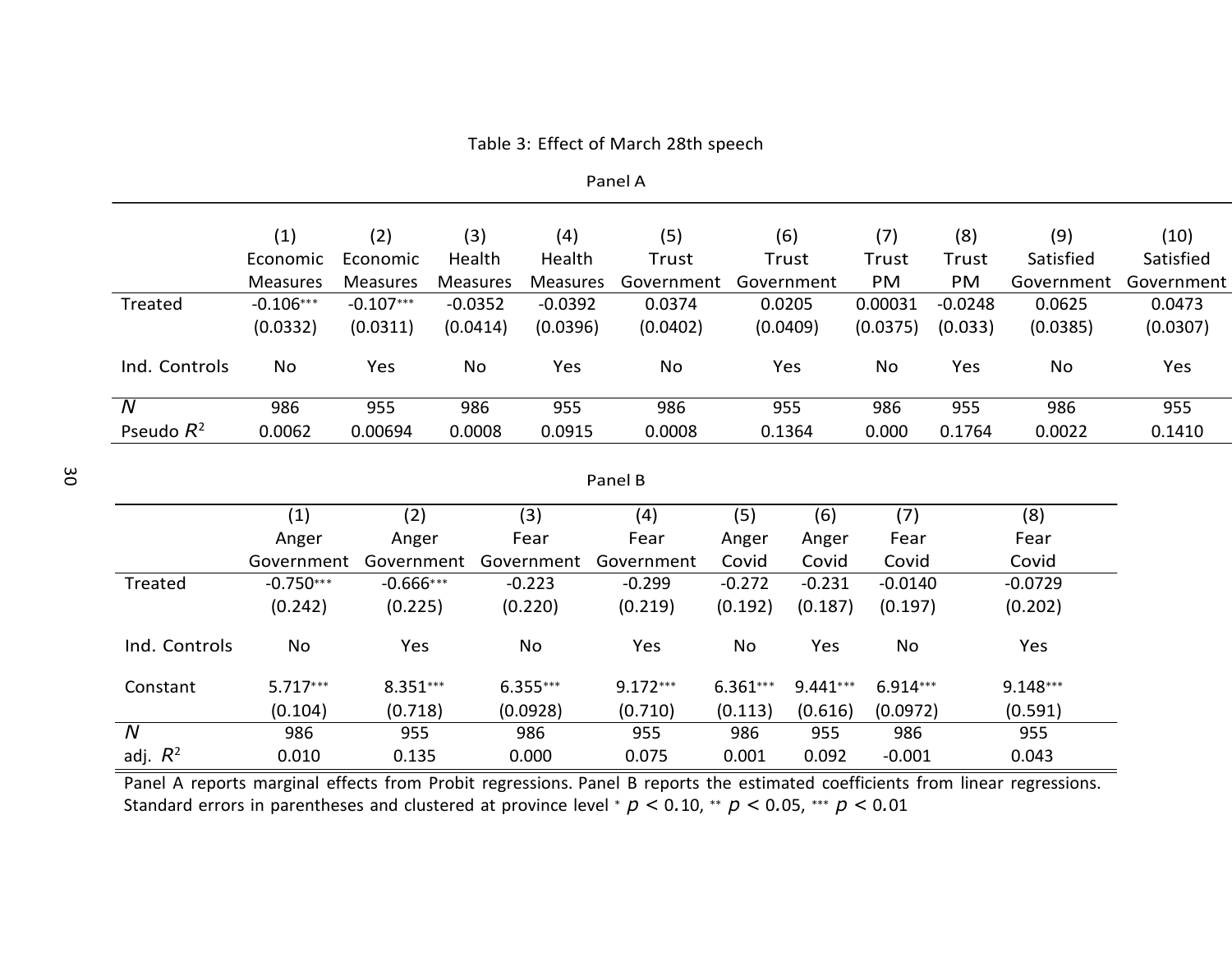Table 3: Effect of March 28th speech

Panel A

| | (1) Economic Measures | (2) Economic Measures | (3) Health Measures | (4) Health Measures | (5) Trust Government | (6) Trust Government | (7) Trust PM | (8) Trust PM | (9) Satisfied Government | (10) Satisfied Government |
|---|---|---|---|---|---|---|---|---|---|---|
| Treated | -0.106*** | -0.107*** | -0.0352 | -0.0392 | 0.0374 | 0.0205 | 0.00031 | -0.0248 | 0.0625 | 0.0473 |
| | (0.0332) | (0.0311) | (0.0414) | (0.0396) | (0.0402) | (0.0409) | (0.0375) | (0.033) | (0.0385) | (0.0307) |
| Ind. Controls | No | Yes | No | Yes | No | Yes | No | Yes | No | Yes |
| $N$ | 986 | 955 | 986 | 955 | 986 | 955 | 986 | 955 | 986 | 955 |
| Pseudo $R^2$ | 0.0062 | 0.00694 | 0.0008 | 0.0915 | 0.0008 | 0.1364 | 0.000 | 0.1764 | 0.0022 | 0.1410 |

Panel B

| | (1) Anger Government | (2) Anger Government | (3) Fear Government | (4) Fear Government | (5) Anger Covid | (6) Anger Covid | (7) Fear Covid | (8) Fear Covid |
|---|---|---|---|---|---|---|---|---|
| Treated | -0.750*** | -0.666*** | -0.223 | -0.299 | -0.272 | -0.231 | -0.0140 | -0.0729 |
| | (0.242) | (0.225) | (0.220) | (0.219) | (0.192) | (0.187) | (0.197) | (0.202) |
| Ind. Controls | No | Yes | No | Yes | No | Yes | No | Yes |
| Constant | 5.717*** | 8.351*** | 6.355*** | 9.172*** | 6.361*** | 9.441*** | 6.914*** | 9.148*** |
| | (0.104) | (0.718) | (0.0928) | (0.710) | (0.113) | (0.616) | (0.0972) | (0.591) |
| $N$ | 986 | 955 | 986 | 955 | 986 | 955 | 986 | 955 |
| adj. $R^2$ | 0.010 | 0.135 | 0.000 | 0.075 | 0.001 | 0.092 | -0.001 | 0.043 |

Panel A reports marginal effects from Probit regressions. Panel B reports the estimated coefficients from linear regressions. Standard errors in parentheses and clustered at province level * $p < 0.10$, ** $p < 0.05$, *** $p < 0.01$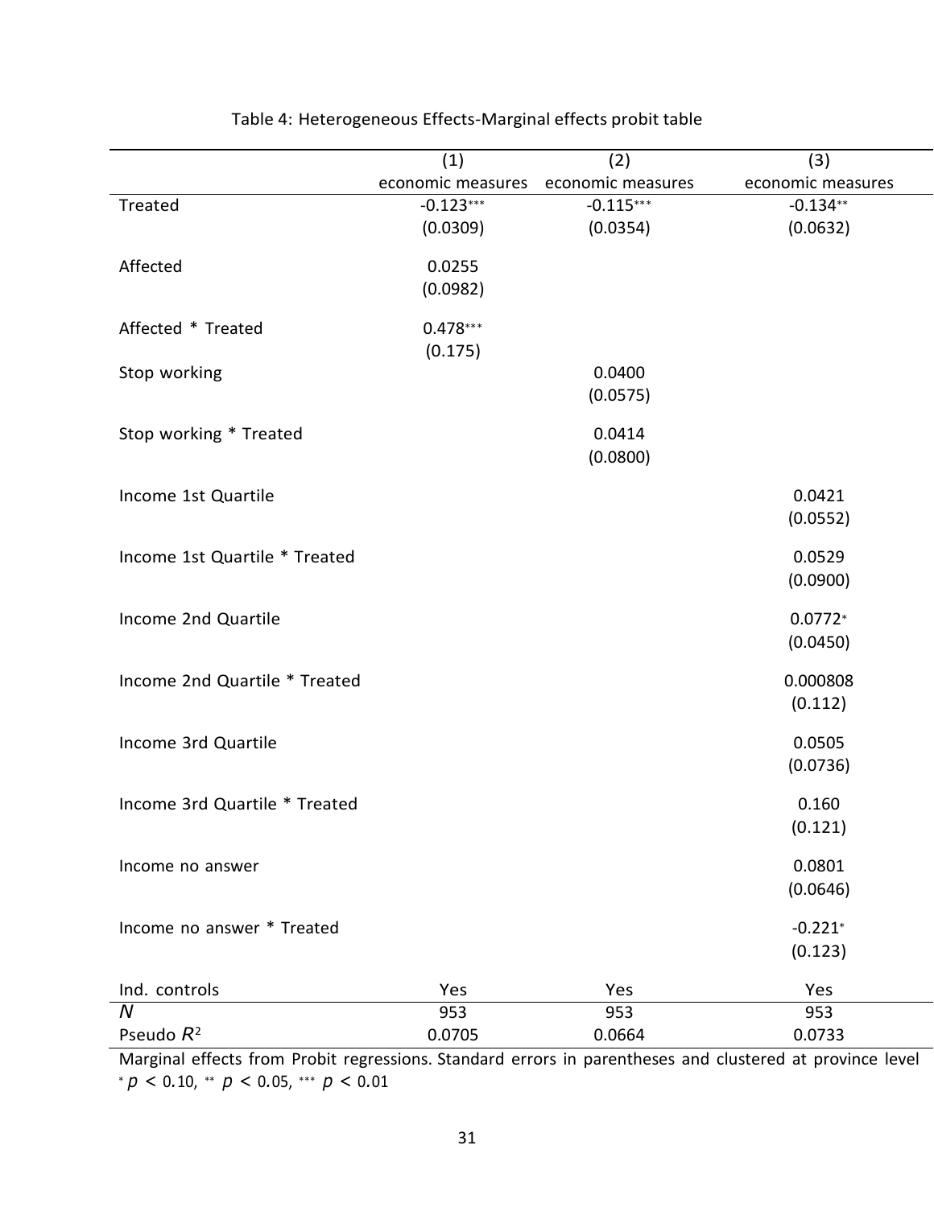Table 4: Heterogeneous Effects-Marginal effects probit table

| | (1) | (2) | (3) |
|---|---|---|---|
| | economic measures | economic measures | economic measures |
| Treated | -0.123*** | -0.115*** | -0.134** |
| | (0.0309) | (0.0354) | (0.0632) |
| Affected | 0.0255 | | |
| | (0.0982) | | |
| Affected * Treated | 0.478*** | | |
| | (0.175) | | |
| Stop working | | 0.0400 | |
| | | (0.0575) | |
| Stop working * Treated | | 0.0414 | |
| | | (0.0800) | |
| Income 1st Quartile | | | 0.0421 |
| | | | (0.0552) |
| Income 1st Quartile * Treated | | | 0.0529 |
| | | | (0.0900) |
| Income 2nd Quartile | | | 0.0772* |
| | | | (0.0450) |
| Income 2nd Quartile * Treated | | | 0.000808 |
| | | | (0.112) |
| Income 3rd Quartile | | | 0.0505 |
| | | | (0.0736) |
| Income 3rd Quartile * Treated | | | 0.160 |
| | | | (0.121) |
| Income no answer | | | 0.0801 |
| | | | (0.0646) |
| Income no answer * Treated | | | -0.221* |
| | | | (0.123) |
| Ind. controls | Yes | Yes | Yes |
| $N$ | 953 | 953 | 953 |
| Pseudo $R^2$ | 0.0705 | 0.0664 | 0.0733 |

Marginal effects from Probit regressions. Standard errors in parentheses and clustered at province level
* $p < 0.10$, ** $p < 0.05$, *** $p < 0.01$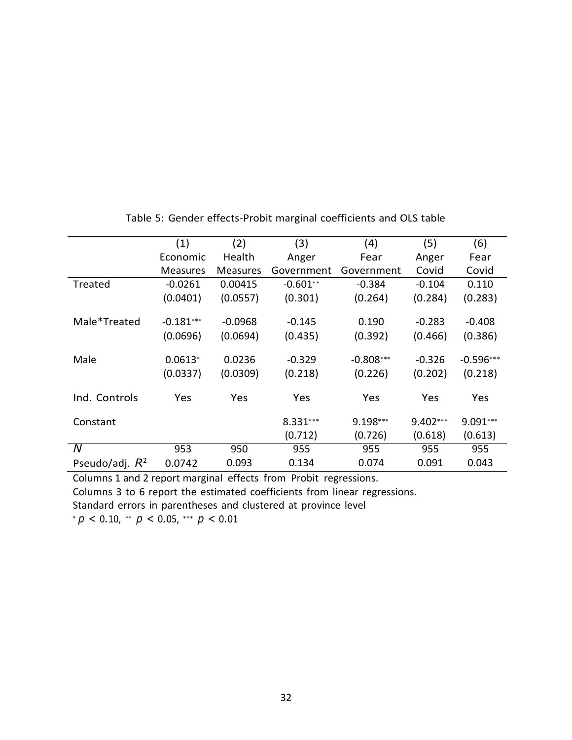Table 5: Gender effects-Probit marginal coefficients and OLS table

| | (1) | (2) | (3) | (4) | (5) | (6) |
|---|---|---|---|---|---|---|
| | Economic Measures | Health Measures | Anger Government | Fear Government | Anger Covid | Fear Covid |
| Treated | -0.0261 | 0.00415 | -0.601** | -0.384 | -0.104 | 0.110 |
| | (0.0401) | (0.0557) | (0.301) | (0.264) | (0.284) | (0.283) |
| Male*Treated | -0.181*** | -0.0968 | -0.145 | 0.190 | -0.283 | -0.408 |
| | (0.0696) | (0.0694) | (0.435) | (0.392) | (0.466) | (0.386) |
| Male | 0.0613* | 0.0236 | -0.329 | -0.808*** | -0.326 | -0.596*** |
| | (0.0337) | (0.0309) | (0.218) | (0.226) | (0.202) | (0.218) |
| Ind. Controls | Yes | Yes | Yes | Yes | Yes | Yes |
| Constant | | | 8.331*** | 9.198*** | 9.402*** | 9.091*** |
| | | | (0.712) | (0.726) | (0.618) | (0.613) |
| $N$ | 953 | 950 | 955 | 955 | 955 | 955 |
| Pseudo/adj. $R^2$ | 0.0742 | 0.093 | 0.134 | 0.074 | 0.091 | 0.043 |

Columns 1 and 2 report marginal effects from Probit regressions.

Columns 3 to 6 report the estimated coefficients from linear regressions.

Standard errors in parentheses and clustered at province level

* $p < 0.10$, ** $p < 0.05$, *** $p < 0.01$